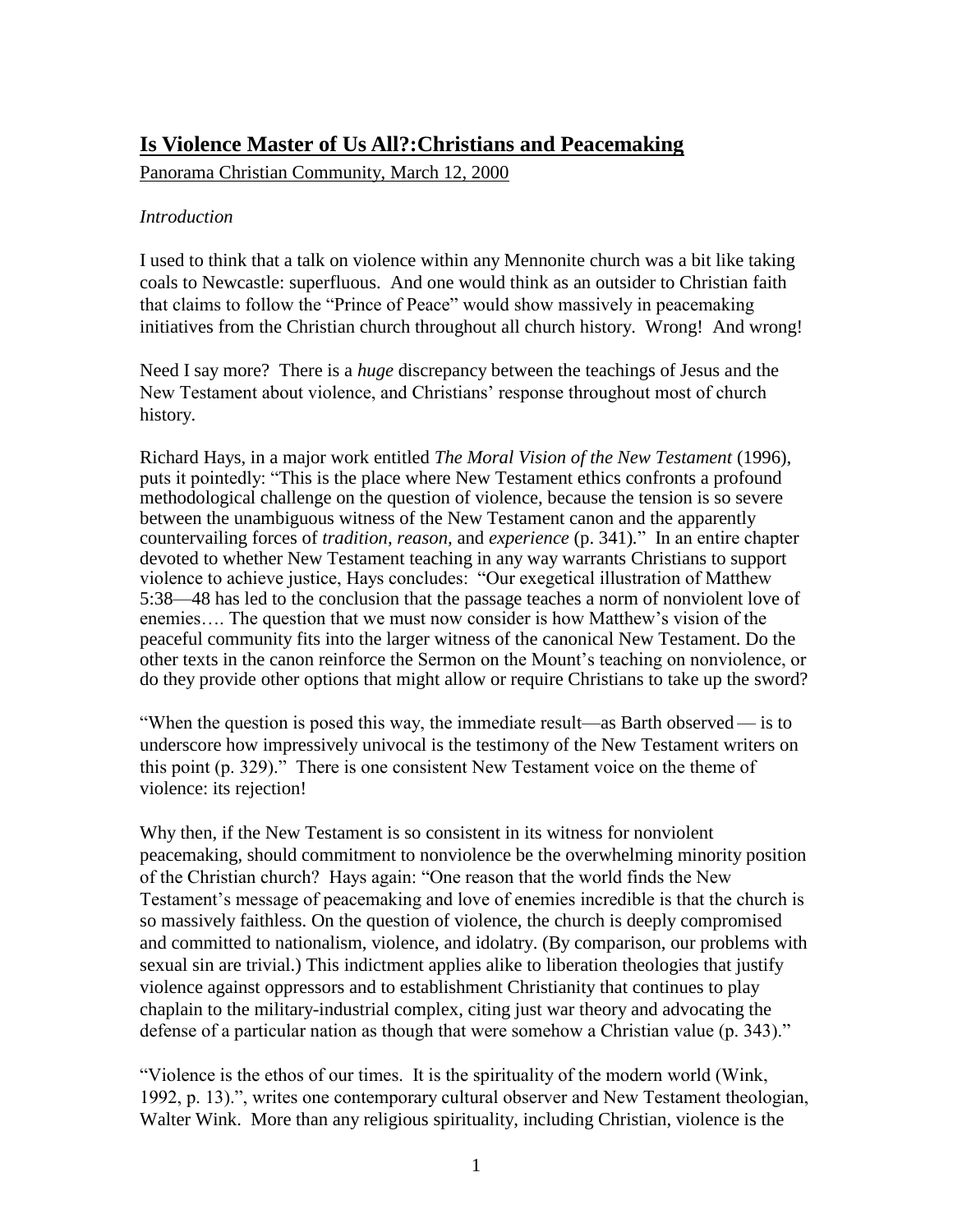# **Is Violence Master of Us All?:Christians and Peacemaking**

Panorama Christian Community, March 12, 2000

*Introduction*

I used to think that a talk on violence within any Mennonite church was a bit like taking coals to Newcastle: superfluous. And one would think as an outsider to Christian faith that claims to follow the "Prince of Peace" would show massively in peacemaking initiatives from the Christian church throughout all church history. Wrong! And wrong!

Need I say more? There is a *huge* discrepancy between the teachings of Jesus and the New Testament about violence, and Christians' response throughout most of church history.

Richard Hays, in a major work entitled *The Moral Vision of the New Testament* (1996), puts it pointedly: "This is the place where New Testament ethics confronts a profound methodological challenge on the question of violence, because the tension is so severe between the unambiguous witness of the New Testament canon and the apparently countervailing forces of *tradition, reason,* and *experience* (p. 341)." In an entire chapter devoted to whether New Testament teaching in any way warrants Christians to support violence to achieve justice, Hays concludes: "Our exegetical illustration of Matthew 5:38—48 has led to the conclusion that the passage teaches a norm of nonviolent love of enemies…. The question that we must now consider is how Matthew's vision of the peaceful community fits into the larger witness of the canonical New Testament. Do the other texts in the canon reinforce the Sermon on the Mount's teaching on nonviolence, or do they provide other options that might allow or require Christians to take up the sword?

"When the question is posed this way, the immediate result—as Barth observed — is to underscore how impressively univocal is the testimony of the New Testament writers on this point (p. 329)." There is one consistent New Testament voice on the theme of violence: its rejection!

Why then, if the New Testament is so consistent in its witness for nonviolent peacemaking, should commitment to nonviolence be the overwhelming minority position of the Christian church? Hays again: "One reason that the world finds the New Testament's message of peacemaking and love of enemies incredible is that the church is so massively faithless. On the question of violence, the church is deeply compromised and committed to nationalism, violence, and idolatry. (By comparison, our problems with sexual sin are trivial.) This indictment applies alike to liberation theologies that justify violence against oppressors and to establishment Christianity that continues to play chaplain to the military-industrial complex, citing just war theory and advocating the defense of a particular nation as though that were somehow a Christian value (p. 343)."

"Violence is the ethos of our times. It is the spirituality of the modern world (Wink, 1992, p. 13).", writes one contemporary cultural observer and New Testament theologian, Walter Wink. More than any religious spirituality, including Christian, violence is the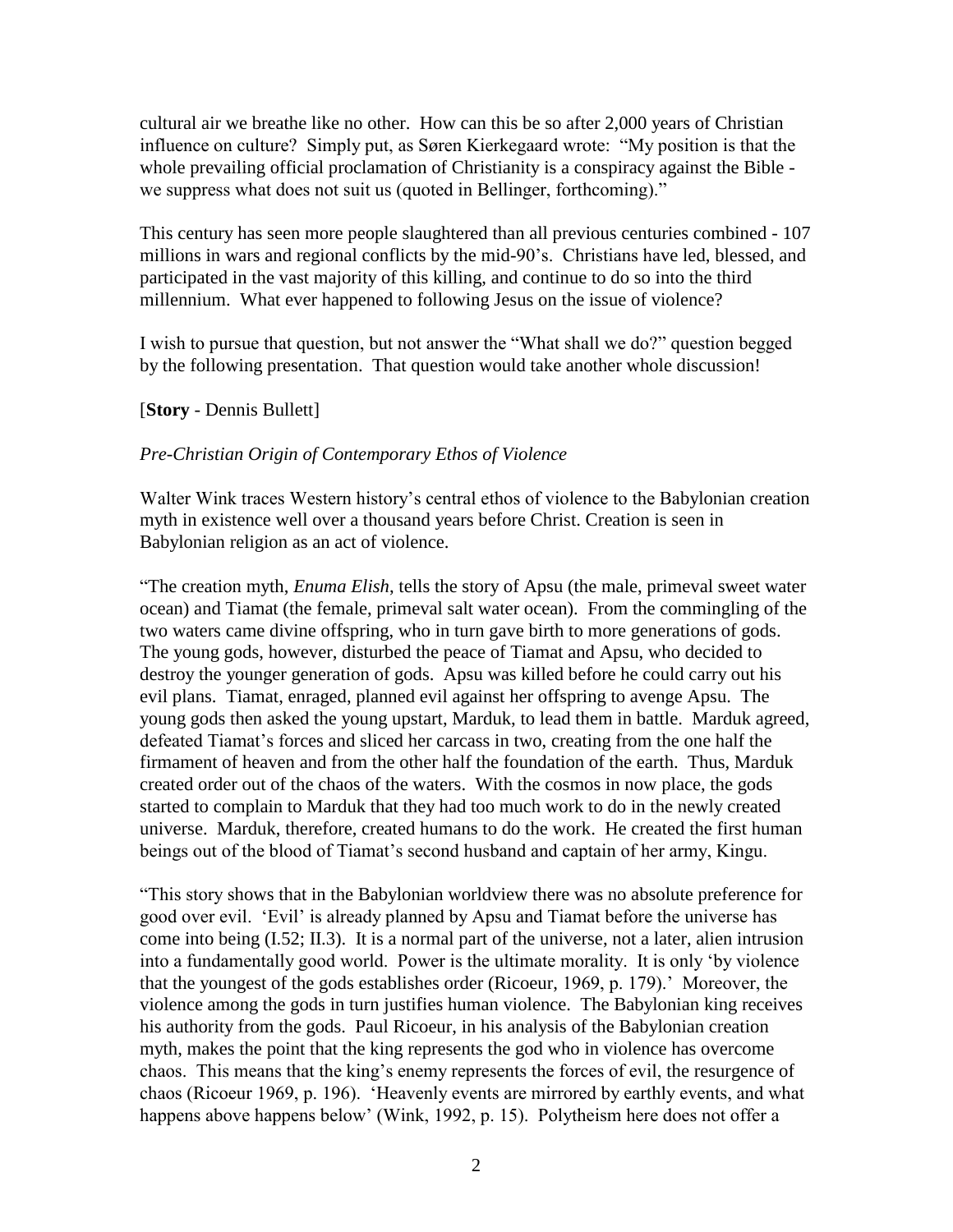cultural air we breathe like no other. How can this be so after 2,000 years of Christian influence on culture? Simply put, as Søren Kierkegaard wrote: "My position is that the whole prevailing official proclamation of Christianity is a conspiracy against the Bible - we suppress what does not suit us (quoted in Bellinger, forthcoming)."

This century has seen more people slaughtered than all previous centuries combined - 107 millions in wars and regional conflicts by the mid-90's. Christians have led, blessed, and participated in the vast majority of this killing, and continue to do so into the third millennium. What ever happened to following Jesus on the issue of violence?

I wish to pursue that question, but not answer the "What shall we do?" question begged by the following presentation. That question would take another whole discussion!

[**Story** - Dennis Bullett]

*Pre-Christian Origin of Contemporary Ethos of Violence*

Walter Wink traces Western history's central ethos of violence to the Babylonian creation myth in existence well over a thousand years before Christ. Creation is seen in Babylonian religion as an act of violence.

"The creation myth, *Enuma Elish*, tells the story of Apsu (the male, primeval sweet water ocean) and Tiamat (the female, primeval salt water ocean). From the commingling of the two waters came divine offspring, who in turn gave birth to more generations of gods. The young gods, however, disturbed the peace of Tiamat and Apsu, who decided to destroy the younger generation of gods. Apsu was killed before he could carry out his evil plans. Tiamat, enraged, planned evil against her offspring to avenge Apsu. The young gods then asked the young upstart, Marduk, to lead them in battle. Marduk agreed, defeated Tiamat's forces and sliced her carcass in two, creating from the one half the firmament of heaven and from the other half the foundation of the earth. Thus, Marduk created order out of the chaos of the waters. With the cosmos in now place, the gods started to complain to Marduk that they had too much work to do in the newly created universe. Marduk, therefore, created humans to do the work. He created the first human beings out of the blood of Tiamat's second husband and captain of her army, Kingu.

"This story shows that in the Babylonian worldview there was no absolute preference for good over evil. 'Evil' is already planned by Apsu and Tiamat before the universe has come into being (I.52; II.3). It is a normal part of the universe, not a later, alien intrusion into a fundamentally good world. Power is the ultimate morality. It is only 'by violence that the youngest of the gods establishes order (Ricoeur, 1969, p. 179).' Moreover, the violence among the gods in turn justifies human violence. The Babylonian king receives his authority from the gods. Paul Ricoeur, in his analysis of the Babylonian creation myth, makes the point that the king represents the god who in violence has overcome chaos. This means that the king's enemy represents the forces of evil, the resurgence of chaos (Ricoeur 1969, p. 196). 'Heavenly events are mirrored by earthly events, and what happens above happens below' (Wink, 1992, p. 15). Polytheism here does not offer a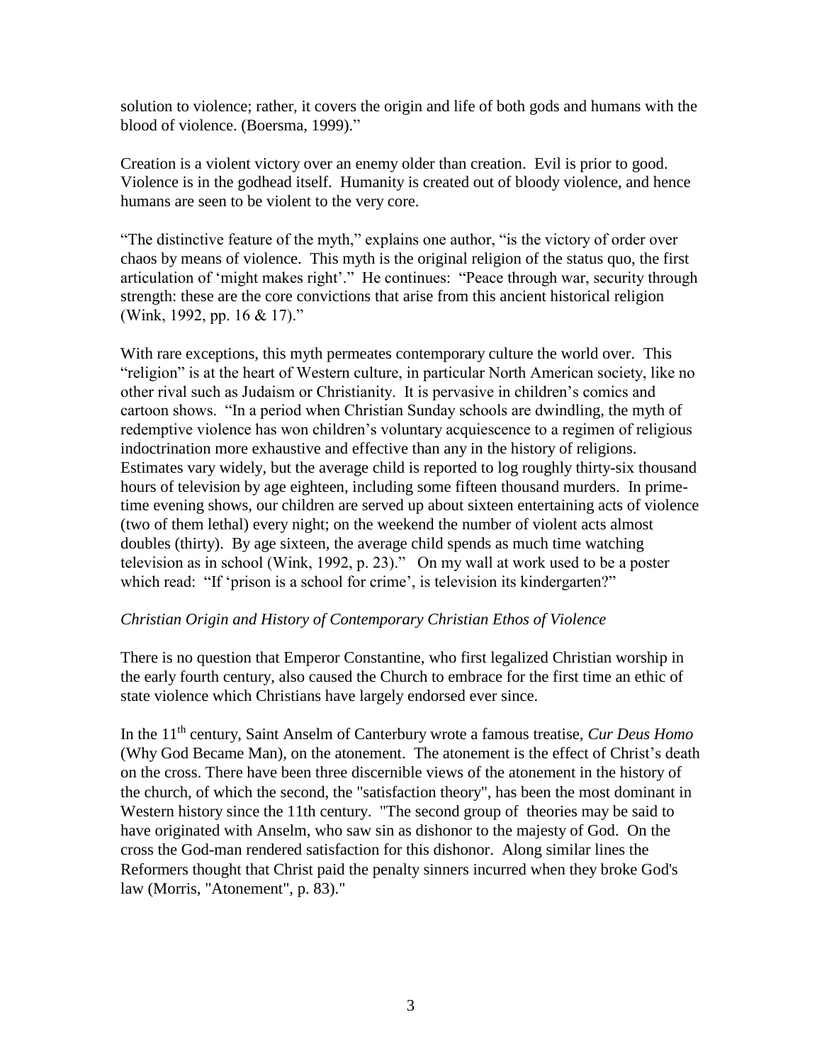solution to violence; rather, it covers the origin and life of both gods and humans with the blood of violence. (Boersma, 1999)."

Creation is a violent victory over an enemy older than creation. Evil is prior to good. Violence is in the godhead itself. Humanity is created out of bloody violence, and hence humans are seen to be violent to the very core.

"The distinctive feature of the myth," explains one author, "is the victory of order over chaos by means of violence. This myth is the original religion of the status quo, the first articulation of 'might makes right'." He continues: "Peace through war, security through strength: these are the core convictions that arise from this ancient historical religion (Wink, 1992, pp. 16 & 17)."

With rare exceptions, this myth permeates contemporary culture the world over. This "religion" is at the heart of Western culture, in particular North American society, like no other rival such as Judaism or Christianity. It is pervasive in children's comics and cartoon shows. "In a period when Christian Sunday schools are dwindling, the myth of redemptive violence has won children's voluntary acquiescence to a regimen of religious indoctrination more exhaustive and effective than any in the history of religions. Estimates vary widely, but the average child is reported to log roughly thirty-six thousand hours of television by age eighteen, including some fifteen thousand murders. In prime-time evening shows, our children are served up about sixteen entertaining acts of violence (two of them lethal) every night; on the weekend the number of violent acts almost doubles (thirty). By age sixteen, the average child spends as much time watching television as in school (Wink, 1992, p. 23)." On my wall at work used to be a poster which read: "If 'prison is a school for crime', is television its kindergarten?"

*Christian Origin and History of Contemporary Christian Ethos of Violence*

There is no question that Emperor Constantine, who first legalized Christian worship in the early fourth century, also caused the Church to embrace for the first time an ethic of state violence which Christians have largely endorsed ever since.

In the 11th century, Saint Anselm of Canterbury wrote a famous treatise, *Cur Deus Homo* (Why God Became Man), on the atonement. The atonement is the effect of Christ's death on the cross. There have been three discernible views of the atonement in the history of the church, of which the second, the "satisfaction theory", has been the most dominant in Western history since the 11th century. "The second group of theories may be said to have originated with Anselm, who saw sin as dishonor to the majesty of God. On the cross the God-man rendered satisfaction for this dishonor. Along similar lines the Reformers thought that Christ paid the penalty sinners incurred when they broke God's law (Morris, "Atonement", p. 83)."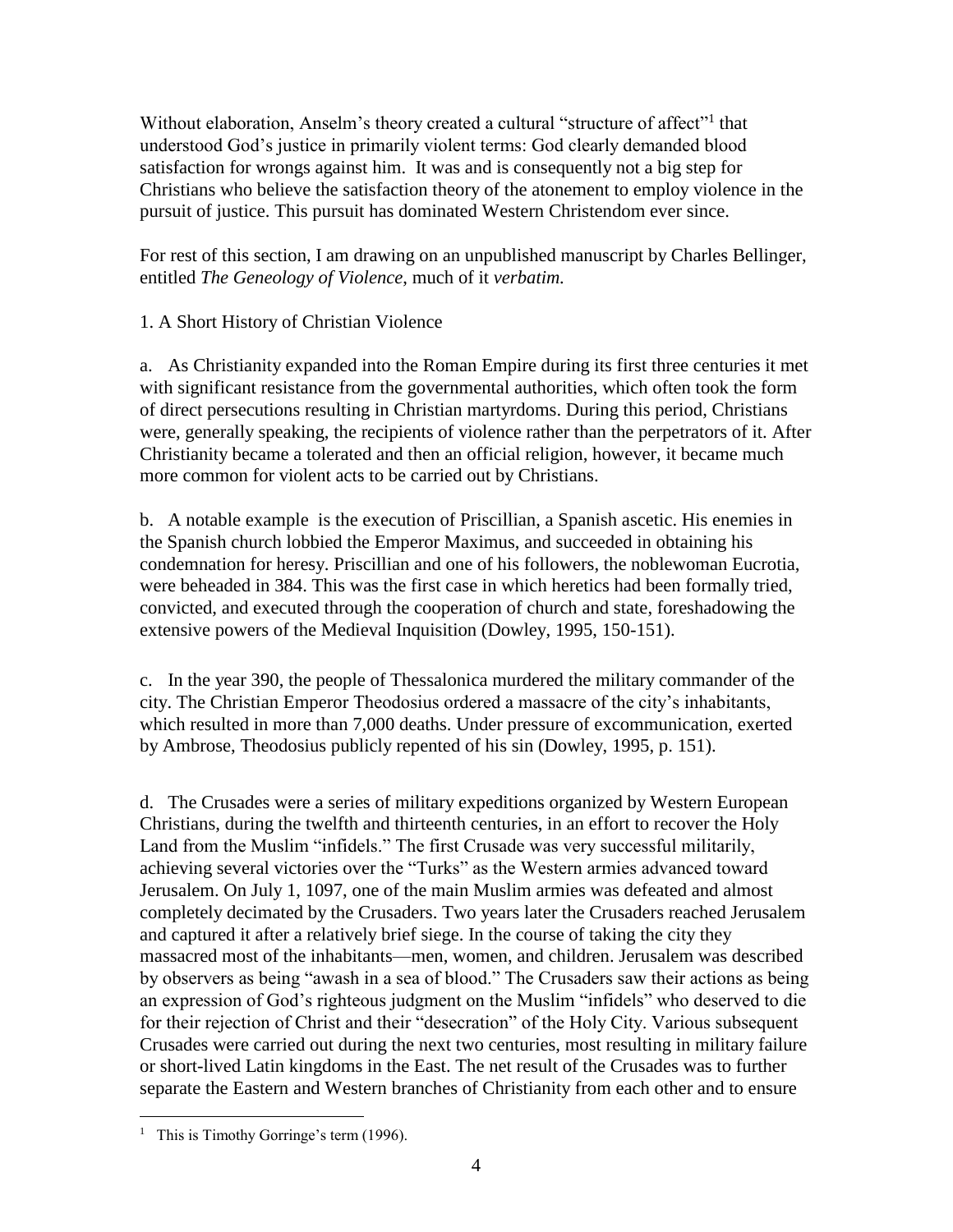Without elaboration, Anselm's theory created a cultural "structure of affect"[1] that understood God's justice in primarily violent terms: God clearly demanded blood satisfaction for wrongs against him. It was and is consequently not a big step for Christians who believe the satisfaction theory of the atonement to employ violence in the pursuit of justice. This pursuit has dominated Western Christendom ever since.

For rest of this section, I am drawing on an unpublished manuscript by Charles Bellinger, entitled *The Geneology of Violence*, much of it *verbatim.*

1. A Short History of Christian Violence

a. As Christianity expanded into the Roman Empire during its first three centuries it met with significant resistance from the governmental authorities, which often took the form of direct persecutions resulting in Christian martyrdoms. During this period, Christians were, generally speaking, the recipients of violence rather than the perpetrators of it. After Christianity became a tolerated and then an official religion, however, it became much more common for violent acts to be carried out by Christians.

b. A notable example is the execution of Priscillian, a Spanish ascetic. His enemies in the Spanish church lobbied the Emperor Maximus, and succeeded in obtaining his condemnation for heresy. Priscillian and one of his followers, the noblewoman Eucrotia, were beheaded in 384. This was the first case in which heretics had been formally tried, convicted, and executed through the cooperation of church and state, foreshadowing the extensive powers of the Medieval Inquisition (Dowley, 1995, 150-151).

c. In the year 390, the people of Thessalonica murdered the military commander of the city. The Christian Emperor Theodosius ordered a massacre of the city's inhabitants, which resulted in more than 7,000 deaths. Under pressure of excommunication, exerted by Ambrose, Theodosius publicly repented of his sin (Dowley, 1995, p. 151).

d. The Crusades were a series of military expeditions organized by Western European Christians, during the twelfth and thirteenth centuries, in an effort to recover the Holy Land from the Muslim "infidels." The first Crusade was very successful militarily, achieving several victories over the "Turks" as the Western armies advanced toward Jerusalem. On July 1, 1097, one of the main Muslim armies was defeated and almost completely decimated by the Crusaders. Two years later the Crusaders reached Jerusalem and captured it after a relatively brief siege. In the course of taking the city they massacred most of the inhabitants—men, women, and children. Jerusalem was described by observers as being "awash in a sea of blood." The Crusaders saw their actions as being an expression of God's righteous judgment on the Muslim "infidels" who deserved to die for their rejection of Christ and their "desecration" of the Holy City. Various subsequent Crusades were carried out during the next two centuries, most resulting in military failure or short-lived Latin kingdoms in the East. The net result of the Crusades was to further separate the Eastern and Western branches of Christianity from each other and to ensure

---

[1] This is Timothy Gorringe's term (1996).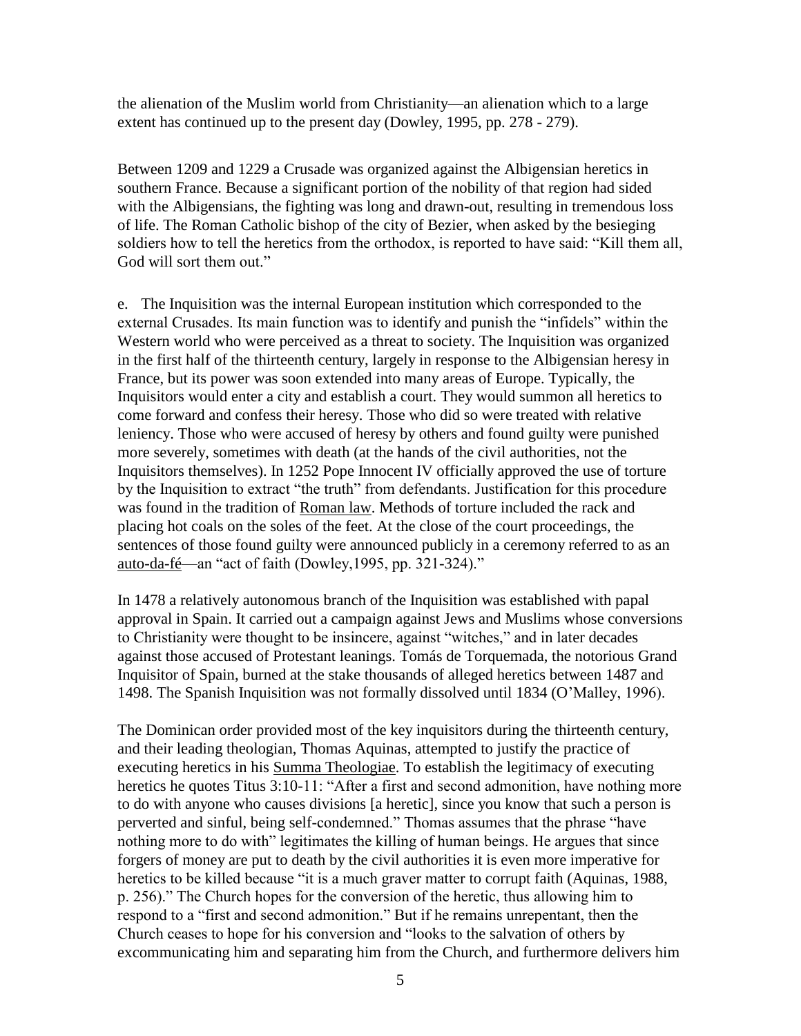the alienation of the Muslim world from Christianity—an alienation which to a large extent has continued up to the present day (Dowley, 1995, pp. 278 - 279).

Between 1209 and 1229 a Crusade was organized against the Albigensian heretics in southern France. Because a significant portion of the nobility of that region had sided with the Albigensians, the fighting was long and drawn-out, resulting in tremendous loss of life. The Roman Catholic bishop of the city of Bezier, when asked by the besieging soldiers how to tell the heretics from the orthodox, is reported to have said: "Kill them all, God will sort them out."

e. The Inquisition was the internal European institution which corresponded to the external Crusades. Its main function was to identify and punish the "infidels" within the Western world who were perceived as a threat to society. The Inquisition was organized in the first half of the thirteenth century, largely in response to the Albigensian heresy in France, but its power was soon extended into many areas of Europe. Typically, the Inquisitors would enter a city and establish a court. They would summon all heretics to come forward and confess their heresy. Those who did so were treated with relative leniency. Those who were accused of heresy by others and found guilty were punished more severely, sometimes with death (at the hands of the civil authorities, not the Inquisitors themselves). In 1252 Pope Innocent IV officially approved the use of torture by the Inquisition to extract "the truth" from defendants. Justification for this procedure was found in the tradition of Roman law. Methods of torture included the rack and placing hot coals on the soles of the feet. At the close of the court proceedings, the sentences of those found guilty were announced publicly in a ceremony referred to as an auto-da-fé—an "act of faith (Dowley,1995, pp. 321-324)."

In 1478 a relatively autonomous branch of the Inquisition was established with papal approval in Spain. It carried out a campaign against Jews and Muslims whose conversions to Christianity were thought to be insincere, against "witches," and in later decades against those accused of Protestant leanings. Tomás de Torquemada, the notorious Grand Inquisitor of Spain, burned at the stake thousands of alleged heretics between 1487 and 1498. The Spanish Inquisition was not formally dissolved until 1834 (O'Malley, 1996).

The Dominican order provided most of the key inquisitors during the thirteenth century, and their leading theologian, Thomas Aquinas, attempted to justify the practice of executing heretics in his Summa Theologiae. To establish the legitimacy of executing heretics he quotes Titus 3:10-11: "After a first and second admonition, have nothing more to do with anyone who causes divisions [a heretic], since you know that such a person is perverted and sinful, being self-condemned." Thomas assumes that the phrase "have nothing more to do with" legitimates the killing of human beings. He argues that since forgers of money are put to death by the civil authorities it is even more imperative for heretics to be killed because "it is a much graver matter to corrupt faith (Aquinas, 1988, p. 256)." The Church hopes for the conversion of the heretic, thus allowing him to respond to a "first and second admonition." But if he remains unrepentant, then the Church ceases to hope for his conversion and "looks to the salvation of others by excommunicating him and separating him from the Church, and furthermore delivers him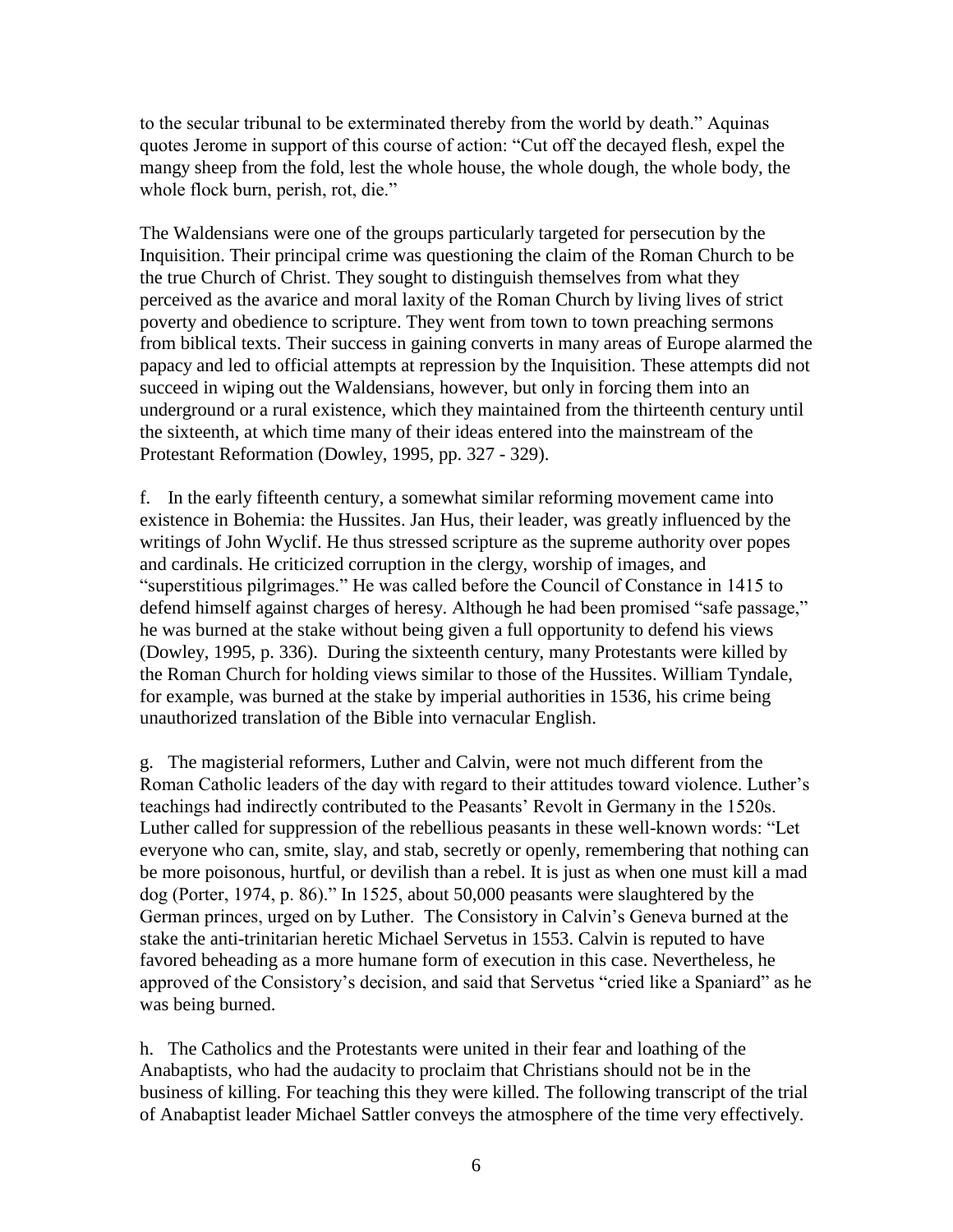to the secular tribunal to be exterminated thereby from the world by death." Aquinas quotes Jerome in support of this course of action: "Cut off the decayed flesh, expel the mangy sheep from the fold, lest the whole house, the whole dough, the whole body, the whole flock burn, perish, rot, die."

The Waldensians were one of the groups particularly targeted for persecution by the Inquisition. Their principal crime was questioning the claim of the Roman Church to be the true Church of Christ. They sought to distinguish themselves from what they perceived as the avarice and moral laxity of the Roman Church by living lives of strict poverty and obedience to scripture. They went from town to town preaching sermons from biblical texts. Their success in gaining converts in many areas of Europe alarmed the papacy and led to official attempts at repression by the Inquisition. These attempts did not succeed in wiping out the Waldensians, however, but only in forcing them into an underground or a rural existence, which they maintained from the thirteenth century until the sixteenth, at which time many of their ideas entered into the mainstream of the Protestant Reformation (Dowley, 1995, pp. 327 - 329).

f. In the early fifteenth century, a somewhat similar reforming movement came into existence in Bohemia: the Hussites. Jan Hus, their leader, was greatly influenced by the writings of John Wyclif. He thus stressed scripture as the supreme authority over popes and cardinals. He criticized corruption in the clergy, worship of images, and "superstitious pilgrimages." He was called before the Council of Constance in 1415 to defend himself against charges of heresy. Although he had been promised "safe passage," he was burned at the stake without being given a full opportunity to defend his views (Dowley, 1995, p. 336). During the sixteenth century, many Protestants were killed by the Roman Church for holding views similar to those of the Hussites. William Tyndale, for example, was burned at the stake by imperial authorities in 1536, his crime being unauthorized translation of the Bible into vernacular English.

g. The magisterial reformers, Luther and Calvin, were not much different from the Roman Catholic leaders of the day with regard to their attitudes toward violence. Luther's teachings had indirectly contributed to the Peasants' Revolt in Germany in the 1520s. Luther called for suppression of the rebellious peasants in these well-known words: "Let everyone who can, smite, slay, and stab, secretly or openly, remembering that nothing can be more poisonous, hurtful, or devilish than a rebel. It is just as when one must kill a mad dog (Porter, 1974, p. 86)." In 1525, about 50,000 peasants were slaughtered by the German princes, urged on by Luther. The Consistory in Calvin's Geneva burned at the stake the anti-trinitarian heretic Michael Servetus in 1553. Calvin is reputed to have favored beheading as a more humane form of execution in this case. Nevertheless, he approved of the Consistory's decision, and said that Servetus "cried like a Spaniard" as he was being burned.

h. The Catholics and the Protestants were united in their fear and loathing of the Anabaptists, who had the audacity to proclaim that Christians should not be in the business of killing. For teaching this they were killed. The following transcript of the trial of Anabaptist leader Michael Sattler conveys the atmosphere of the time very effectively.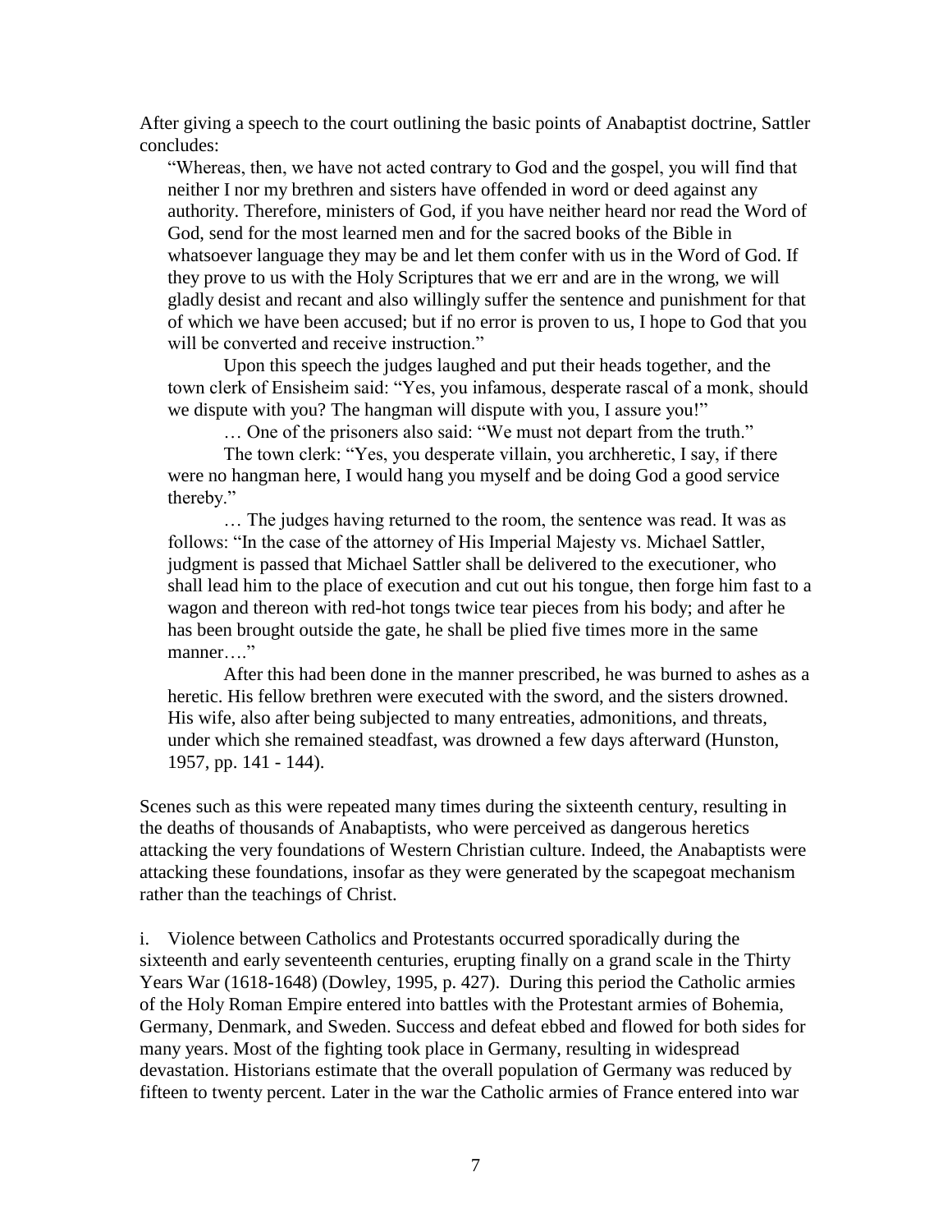After giving a speech to the court outlining the basic points of Anabaptist doctrine, Sattler concludes:

> "Whereas, then, we have not acted contrary to God and the gospel, you will find that neither I nor my brethren and sisters have offended in word or deed against any authority. Therefore, ministers of God, if you have neither heard nor read the Word of God, send for the most learned men and for the sacred books of the Bible in whatsoever language they may be and let them confer with us in the Word of God. If they prove to us with the Holy Scriptures that we err and are in the wrong, we will gladly desist and recant and also willingly suffer the sentence and punishment for that of which we have been accused; but if no error is proven to us, I hope to God that you will be converted and receive instruction."
>
> Upon this speech the judges laughed and put their heads together, and the town clerk of Ensisheim said: "Yes, you infamous, desperate rascal of a monk, should we dispute with you? The hangman will dispute with you, I assure you!"
>
> … One of the prisoners also said: "We must not depart from the truth."
>
> The town clerk: "Yes, you desperate villain, you archheretic, I say, if there were no hangman here, I would hang you myself and be doing God a good service thereby."
>
> … The judges having returned to the room, the sentence was read. It was as follows: "In the case of the attorney of His Imperial Majesty vs. Michael Sattler, judgment is passed that Michael Sattler shall be delivered to the executioner, who shall lead him to the place of execution and cut out his tongue, then forge him fast to a wagon and thereon with red-hot tongs twice tear pieces from his body; and after he has been brought outside the gate, he shall be plied five times more in the same manner…."
>
> After this had been done in the manner prescribed, he was burned to ashes as a heretic. His fellow brethren were executed with the sword, and the sisters drowned. His wife, also after being subjected to many entreaties, admonitions, and threats, under which she remained steadfast, was drowned a few days afterward (Hunston, 1957, pp. 141 - 144).

Scenes such as this were repeated many times during the sixteenth century, resulting in the deaths of thousands of Anabaptists, who were perceived as dangerous heretics attacking the very foundations of Western Christian culture. Indeed, the Anabaptists were attacking these foundations, insofar as they were generated by the scapegoat mechanism rather than the teachings of Christ.

i. Violence between Catholics and Protestants occurred sporadically during the sixteenth and early seventeenth centuries, erupting finally on a grand scale in the Thirty Years War (1618-1648) (Dowley, 1995, p. 427). During this period the Catholic armies of the Holy Roman Empire entered into battles with the Protestant armies of Bohemia, Germany, Denmark, and Sweden. Success and defeat ebbed and flowed for both sides for many years. Most of the fighting took place in Germany, resulting in widespread devastation. Historians estimate that the overall population of Germany was reduced by fifteen to twenty percent. Later in the war the Catholic armies of France entered into war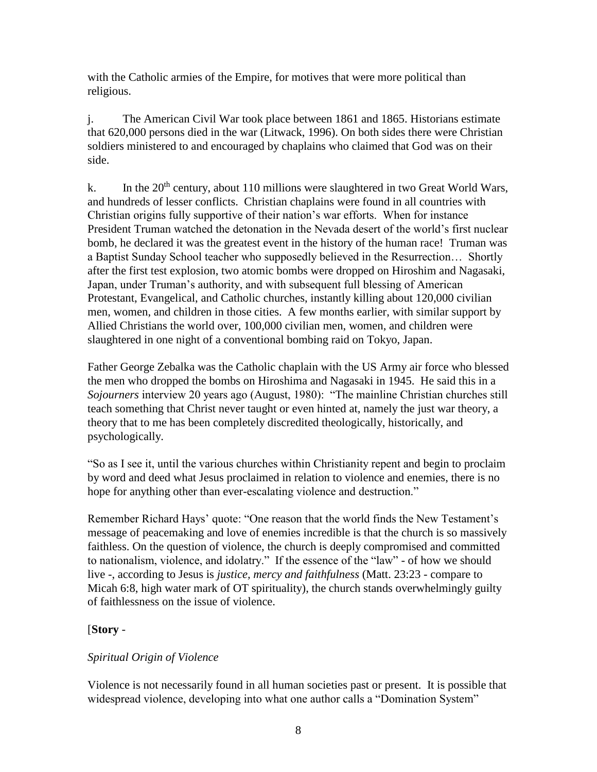with the Catholic armies of the Empire, for motives that were more political than religious.

j. The American Civil War took place between 1861 and 1865. Historians estimate that 620,000 persons died in the war (Litwack, 1996). On both sides there were Christian soldiers ministered to and encouraged by chaplains who claimed that God was on their side.

k. In the 20th century, about 110 millions were slaughtered in two Great World Wars, and hundreds of lesser conflicts. Christian chaplains were found in all countries with Christian origins fully supportive of their nation's war efforts. When for instance President Truman watched the detonation in the Nevada desert of the world's first nuclear bomb, he declared it was the greatest event in the history of the human race! Truman was a Baptist Sunday School teacher who supposedly believed in the Resurrection… Shortly after the first test explosion, two atomic bombs were dropped on Hiroshim and Nagasaki, Japan, under Truman's authority, and with subsequent full blessing of American Protestant, Evangelical, and Catholic churches, instantly killing about 120,000 civilian men, women, and children in those cities. A few months earlier, with similar support by Allied Christians the world over, 100,000 civilian men, women, and children were slaughtered in one night of a conventional bombing raid on Tokyo, Japan.

Father George Zebalka was the Catholic chaplain with the US Army air force who blessed the men who dropped the bombs on Hiroshima and Nagasaki in 1945. He said this in a *Sojourners* interview 20 years ago (August, 1980): "The mainline Christian churches still teach something that Christ never taught or even hinted at, namely the just war theory, a theory that to me has been completely discredited theologically, historically, and psychologically.

"So as I see it, until the various churches within Christianity repent and begin to proclaim by word and deed what Jesus proclaimed in relation to violence and enemies, there is no hope for anything other than ever-escalating violence and destruction."

Remember Richard Hays' quote: "One reason that the world finds the New Testament's message of peacemaking and love of enemies incredible is that the church is so massively faithless. On the question of violence, the church is deeply compromised and committed to nationalism, violence, and idolatry." If the essence of the "law" - of how we should live -, according to Jesus is *justice, mercy and faithfulness* (Matt. 23:23 - compare to Micah 6:8, high water mark of OT spirituality), the church stands overwhelmingly guilty of faithlessness on the issue of violence.

[**Story** -

*Spiritual Origin of Violence*

Violence is not necessarily found in all human societies past or present. It is possible that widespread violence, developing into what one author calls a "Domination System"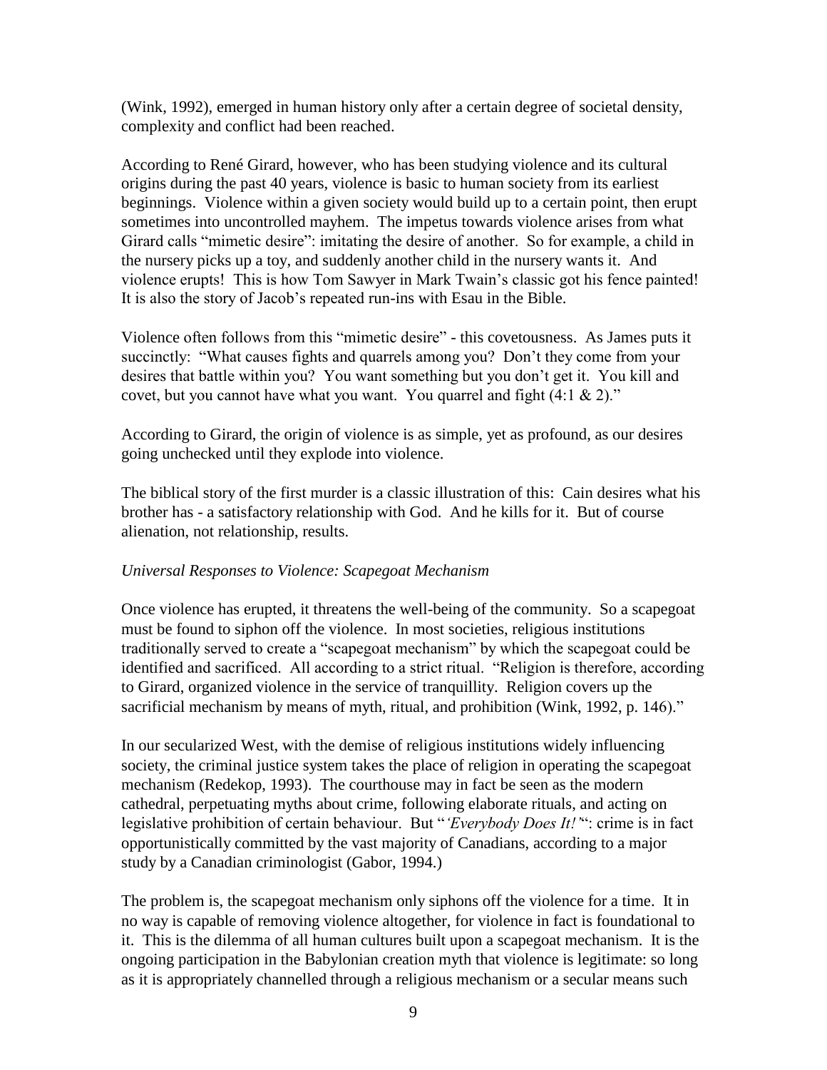(Wink, 1992), emerged in human history only after a certain degree of societal density, complexity and conflict had been reached.

According to René Girard, however, who has been studying violence and its cultural origins during the past 40 years, violence is basic to human society from its earliest beginnings. Violence within a given society would build up to a certain point, then erupt sometimes into uncontrolled mayhem. The impetus towards violence arises from what Girard calls "mimetic desire": imitating the desire of another. So for example, a child in the nursery picks up a toy, and suddenly another child in the nursery wants it. And violence erupts! This is how Tom Sawyer in Mark Twain's classic got his fence painted! It is also the story of Jacob's repeated run-ins with Esau in the Bible.

Violence often follows from this "mimetic desire" - this covetousness. As James puts it succinctly: "What causes fights and quarrels among you? Don't they come from your desires that battle within you? You want something but you don't get it. You kill and covet, but you cannot have what you want. You quarrel and fight (4:1 & 2)."

According to Girard, the origin of violence is as simple, yet as profound, as our desires going unchecked until they explode into violence.

The biblical story of the first murder is a classic illustration of this: Cain desires what his brother has - a satisfactory relationship with God. And he kills for it. But of course alienation, not relationship, results.

*Universal Responses to Violence: Scapegoat Mechanism*

Once violence has erupted, it threatens the well-being of the community. So a scapegoat must be found to siphon off the violence. In most societies, religious institutions traditionally served to create a "scapegoat mechanism" by which the scapegoat could be identified and sacrificed. All according to a strict ritual. "Religion is therefore, according to Girard, organized violence in the service of tranquillity. Religion covers up the sacrificial mechanism by means of myth, ritual, and prohibition (Wink, 1992, p. 146)."

In our secularized West, with the demise of religious institutions widely influencing society, the criminal justice system takes the place of religion in operating the scapegoat mechanism (Redekop, 1993). The courthouse may in fact be seen as the modern cathedral, perpetuating myths about crime, following elaborate rituals, and acting on legislative prohibition of certain behaviour. But "*'Everybody Does It!'*": crime is in fact opportunistically committed by the vast majority of Canadians, according to a major study by a Canadian criminologist (Gabor, 1994.)

The problem is, the scapegoat mechanism only siphons off the violence for a time. It in no way is capable of removing violence altogether, for violence in fact is foundational to it. This is the dilemma of all human cultures built upon a scapegoat mechanism. It is the ongoing participation in the Babylonian creation myth that violence is legitimate: so long as it is appropriately channelled through a religious mechanism or a secular means such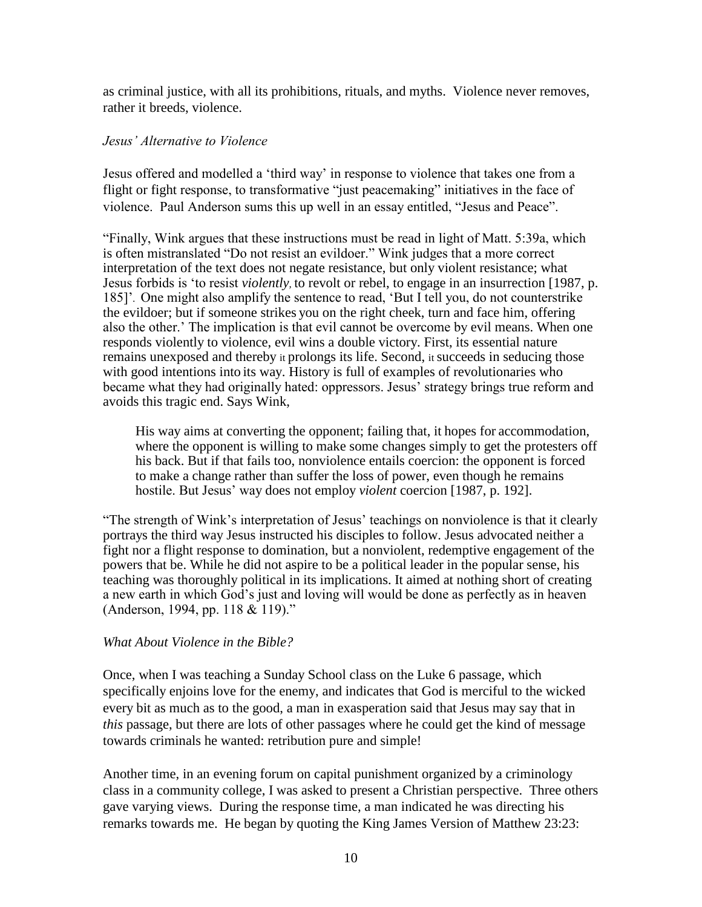as criminal justice, with all its prohibitions, rituals, and myths. Violence never removes, rather it breeds, violence.

*Jesus' Alternative to Violence*

Jesus offered and modelled a 'third way' in response to violence that takes one from a flight or fight response, to transformative "just peacemaking" initiatives in the face of violence. Paul Anderson sums this up well in an essay entitled, "Jesus and Peace".

"Finally, Wink argues that these instructions must be read in light of Matt. 5:39a, which is often mistranslated "Do not resist an evildoer." Wink judges that a more correct interpretation of the text does not negate resistance, but only violent resistance; what Jesus forbids is 'to resist *violently*, to revolt or rebel, to engage in an insurrection [1987, p. 185]'. One might also amplify the sentence to read, 'But I tell you, do not counterstrike the evildoer; but if someone strikes you on the right cheek, turn and face him, offering also the other.' The implication is that evil cannot be overcome by evil means. When one responds violently to violence, evil wins a double victory. First, its essential nature remains unexposed and thereby it prolongs its life. Second, it succeeds in seducing those with good intentions into its way. History is full of examples of revolutionaries who became what they had originally hated: oppressors. Jesus' strategy brings true reform and avoids this tragic end. Says Wink,

> His way aims at converting the opponent; failing that, it hopes for accommodation, where the opponent is willing to make some changes simply to get the protesters off his back. But if that fails too, nonviolence entails coercion: the opponent is forced to make a change rather than suffer the loss of power, even though he remains hostile. But Jesus' way does not employ *violent* coercion [1987, p. 192].

"The strength of Wink's interpretation of Jesus' teachings on nonviolence is that it clearly portrays the third way Jesus instructed his disciples to follow. Jesus advocated neither a fight nor a flight response to domination, but a nonviolent, redemptive engagement of the powers that be. While he did not aspire to be a political leader in the popular sense, his teaching was thoroughly political in its implications. It aimed at nothing short of creating a new earth in which God's just and loving will would be done as perfectly as in heaven (Anderson, 1994, pp. 118 & 119)."

*What About Violence in the Bible?*

Once, when I was teaching a Sunday School class on the Luke 6 passage, which specifically enjoins love for the enemy, and indicates that God is merciful to the wicked every bit as much as to the good, a man in exasperation said that Jesus may say that in *this* passage, but there are lots of other passages where he could get the kind of message towards criminals he wanted: retribution pure and simple!

Another time, in an evening forum on capital punishment organized by a criminology class in a community college, I was asked to present a Christian perspective. Three others gave varying views. During the response time, a man indicated he was directing his remarks towards me. He began by quoting the King James Version of Matthew 23:23: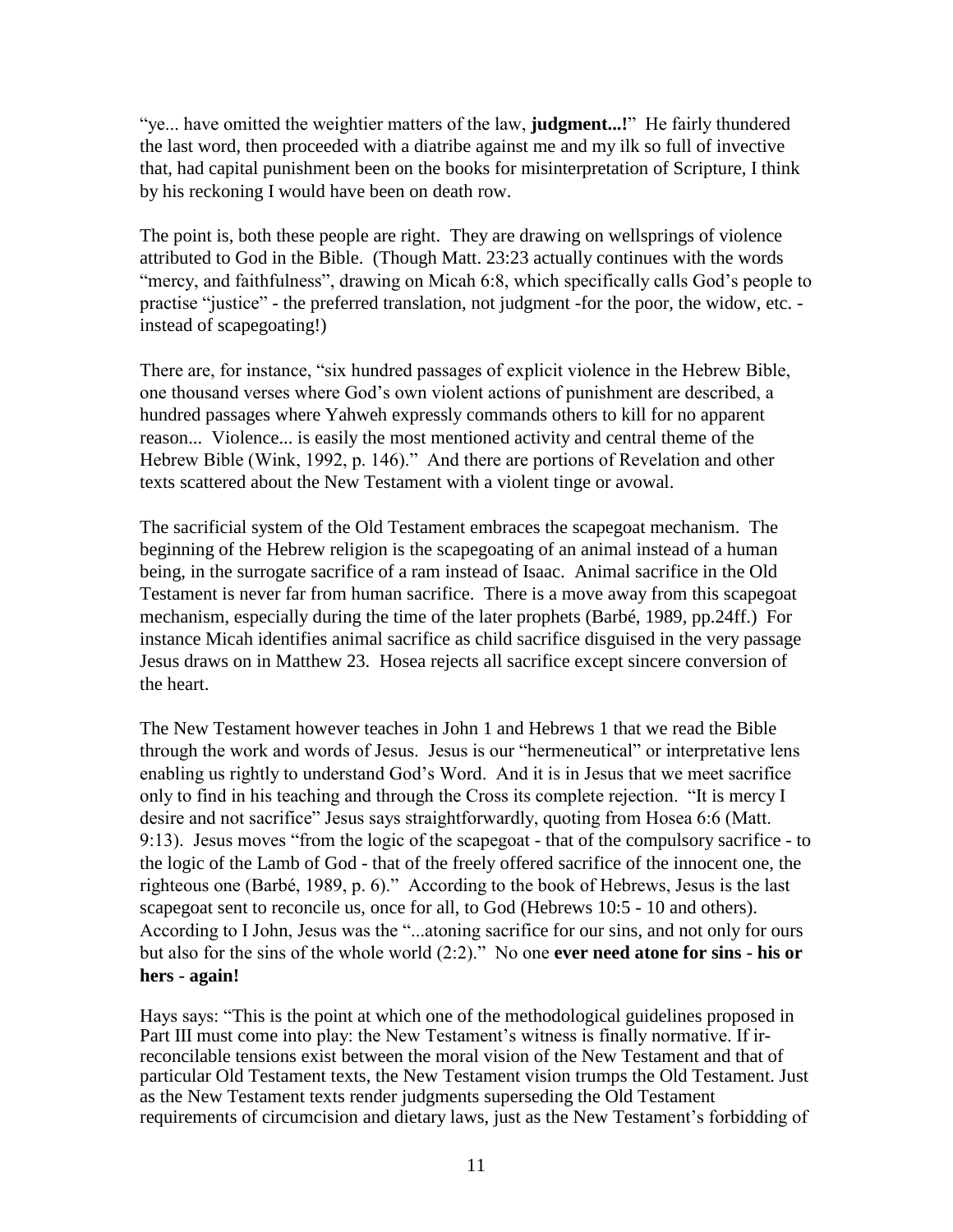“ye... have omitted the weightier matters of the law, **judgment...!**” He fairly thundered the last word, then proceeded with a diatribe against me and my ilk so full of invective that, had capital punishment been on the books for misinterpretation of Scripture, I think by his reckoning I would have been on death row.

The point is, both these people are right. They are drawing on wellsprings of violence attributed to God in the Bible. (Though Matt. 23:23 actually continues with the words “mercy, and faithfulness”, drawing on Micah 6:8, which specifically calls God’s people to practise “justice” - the preferred translation, not judgment -for the poor, the widow, etc. - instead of scapegoating!)

There are, for instance, “six hundred passages of explicit violence in the Hebrew Bible, one thousand verses where God’s own violent actions of punishment are described, a hundred passages where Yahweh expressly commands others to kill for no apparent reason... Violence... is easily the most mentioned activity and central theme of the Hebrew Bible (Wink, 1992, p. 146).” And there are portions of Revelation and other texts scattered about the New Testament with a violent tinge or avowal.

The sacrificial system of the Old Testament embraces the scapegoat mechanism. The beginning of the Hebrew religion is the scapegoating of an animal instead of a human being, in the surrogate sacrifice of a ram instead of Isaac. Animal sacrifice in the Old Testament is never far from human sacrifice. There is a move away from this scapegoat mechanism, especially during the time of the later prophets (Barbé, 1989, pp.24ff.) For instance Micah identifies animal sacrifice as child sacrifice disguised in the very passage Jesus draws on in Matthew 23. Hosea rejects all sacrifice except sincere conversion of the heart.

The New Testament however teaches in John 1 and Hebrews 1 that we read the Bible through the work and words of Jesus. Jesus is our “hermeneutical” or interpretative lens enabling us rightly to understand God’s Word. And it is in Jesus that we meet sacrifice only to find in his teaching and through the Cross its complete rejection. “It is mercy I desire and not sacrifice” Jesus says straightforwardly, quoting from Hosea 6:6 (Matt. 9:13). Jesus moves “from the logic of the scapegoat - that of the compulsory sacrifice - to the logic of the Lamb of God - that of the freely offered sacrifice of the innocent one, the righteous one (Barbé, 1989, p. 6).” According to the book of Hebrews, Jesus is the last scapegoat sent to reconcile us, once for all, to God (Hebrews 10:5 - 10 and others). According to I John, Jesus was the “...atoning sacrifice for our sins, and not only for ours but also for the sins of the whole world (2:2).” No one **ever need atone for sins - his or hers - again!**

Hays says: “This is the point at which one of the methodological guidelines proposed in Part III must come into play: the New Testament’s witness is finally normative. If ir-reconcilable tensions exist between the moral vision of the New Testament and that of particular Old Testament texts, the New Testament vision trumps the Old Testament. Just as the New Testament texts render judgments superseding the Old Testament requirements of circumcision and dietary laws, just as the New Testament’s forbidding of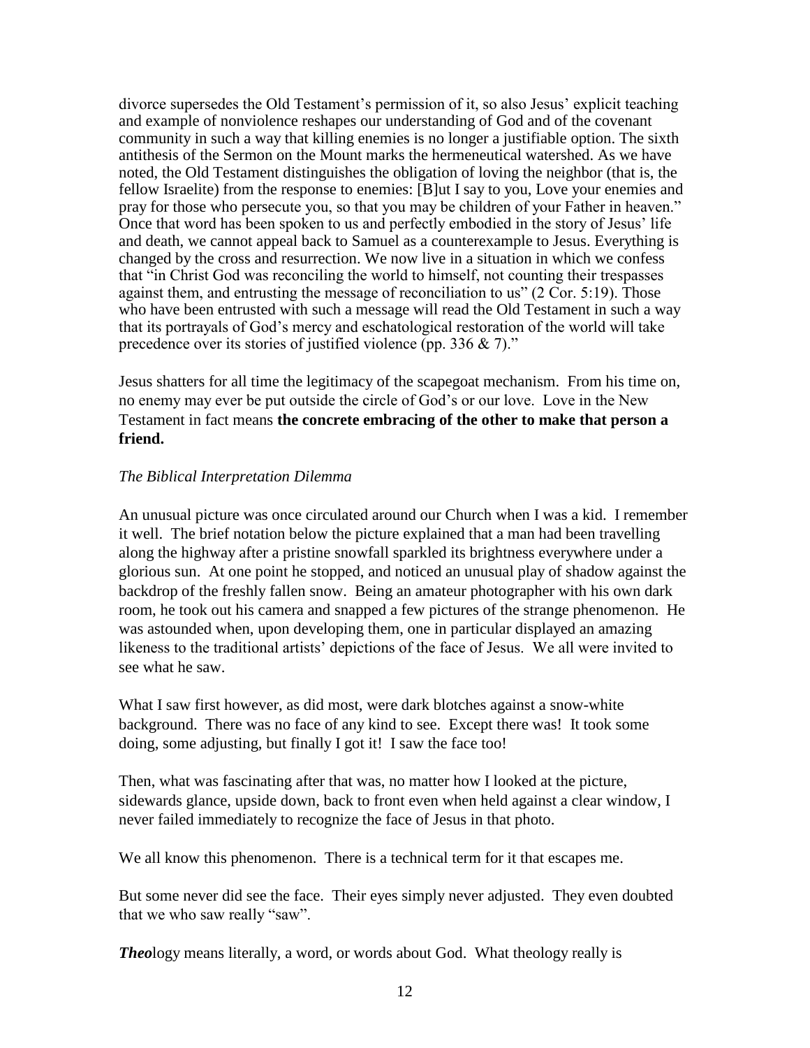divorce supersedes the Old Testament's permission of it, so also Jesus' explicit teaching and example of nonviolence reshapes our understanding of God and of the covenant community in such a way that killing enemies is no longer a justifiable option. The sixth antithesis of the Sermon on the Mount marks the hermeneutical watershed. As we have noted, the Old Testament distinguishes the obligation of loving the neighbor (that is, the fellow Israelite) from the response to enemies: [B]ut I say to you, Love your enemies and pray for those who persecute you, so that you may be children of your Father in heaven." Once that word has been spoken to us and perfectly embodied in the story of Jesus' life and death, we cannot appeal back to Samuel as a counterexample to Jesus. Everything is changed by the cross and resurrection. We now live in a situation in which we confess that "in Christ God was reconciling the world to himself, not counting their trespasses against them, and entrusting the message of reconciliation to us" (2 Cor. 5:19). Those who have been entrusted with such a message will read the Old Testament in such a way that its portrayals of God's mercy and eschatological restoration of the world will take precedence over its stories of justified violence (pp. 336 & 7)."

Jesus shatters for all time the legitimacy of the scapegoat mechanism. From his time on, no enemy may ever be put outside the circle of God's or our love. Love in the New Testament in fact means **the concrete embracing of the other to make that person a friend.**

*The Biblical Interpretation Dilemma*

An unusual picture was once circulated around our Church when I was a kid. I remember it well. The brief notation below the picture explained that a man had been travelling along the highway after a pristine snowfall sparkled its brightness everywhere under a glorious sun. At one point he stopped, and noticed an unusual play of shadow against the backdrop of the freshly fallen snow. Being an amateur photographer with his own dark room, he took out his camera and snapped a few pictures of the strange phenomenon. He was astounded when, upon developing them, one in particular displayed an amazing likeness to the traditional artists' depictions of the face of Jesus. We all were invited to see what he saw.

What I saw first however, as did most, were dark blotches against a snow-white background. There was no face of any kind to see. Except there was! It took some doing, some adjusting, but finally I got it! I saw the face too!

Then, what was fascinating after that was, no matter how I looked at the picture, sidewards glance, upside down, back to front even when held against a clear window, I never failed immediately to recognize the face of Jesus in that photo.

We all know this phenomenon. There is a technical term for it that escapes me.

But some never did see the face. Their eyes simply never adjusted. They even doubted that we who saw really "saw".

***Theo***logy means literally, a word, or words about God. What theology really is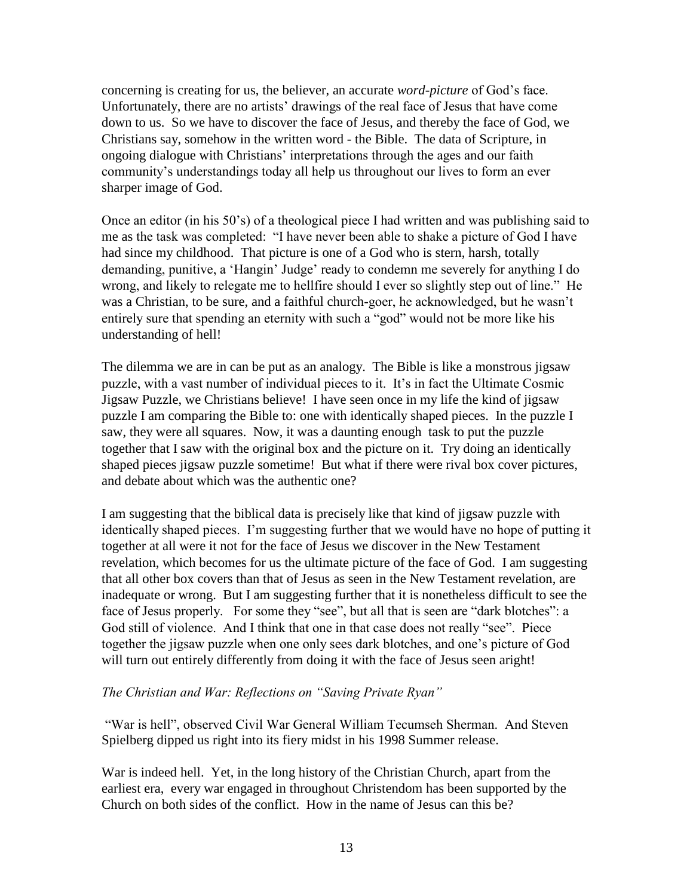concerning is creating for us, the believer, an accurate *word-picture* of God's face. Unfortunately, there are no artists' drawings of the real face of Jesus that have come down to us. So we have to discover the face of Jesus, and thereby the face of God, we Christians say, somehow in the written word - the Bible. The data of Scripture, in ongoing dialogue with Christians' interpretations through the ages and our faith community's understandings today all help us throughout our lives to form an ever sharper image of God.

Once an editor (in his 50's) of a theological piece I had written and was publishing said to me as the task was completed: "I have never been able to shake a picture of God I have had since my childhood. That picture is one of a God who is stern, harsh, totally demanding, punitive, a 'Hangin' Judge' ready to condemn me severely for anything I do wrong, and likely to relegate me to hellfire should I ever so slightly step out of line." He was a Christian, to be sure, and a faithful church-goer, he acknowledged, but he wasn't entirely sure that spending an eternity with such a "god" would not be more like his understanding of hell!

The dilemma we are in can be put as an analogy. The Bible is like a monstrous jigsaw puzzle, with a vast number of individual pieces to it. It's in fact the Ultimate Cosmic Jigsaw Puzzle, we Christians believe! I have seen once in my life the kind of jigsaw puzzle I am comparing the Bible to: one with identically shaped pieces. In the puzzle I saw, they were all squares. Now, it was a daunting enough task to put the puzzle together that I saw with the original box and the picture on it. Try doing an identically shaped pieces jigsaw puzzle sometime! But what if there were rival box cover pictures, and debate about which was the authentic one?

I am suggesting that the biblical data is precisely like that kind of jigsaw puzzle with identically shaped pieces. I'm suggesting further that we would have no hope of putting it together at all were it not for the face of Jesus we discover in the New Testament revelation, which becomes for us the ultimate picture of the face of God. I am suggesting that all other box covers than that of Jesus as seen in the New Testament revelation, are inadequate or wrong. But I am suggesting further that it is nonetheless difficult to see the face of Jesus properly. For some they "see", but all that is seen are "dark blotches": a God still of violence. And I think that one in that case does not really "see". Piece together the jigsaw puzzle when one only sees dark blotches, and one's picture of God will turn out entirely differently from doing it with the face of Jesus seen aright!

*The Christian and War: Reflections on "Saving Private Ryan"*

"War is hell", observed Civil War General William Tecumseh Sherman. And Steven Spielberg dipped us right into its fiery midst in his 1998 Summer release.

War is indeed hell. Yet, in the long history of the Christian Church, apart from the earliest era, every war engaged in throughout Christendom has been supported by the Church on both sides of the conflict. How in the name of Jesus can this be?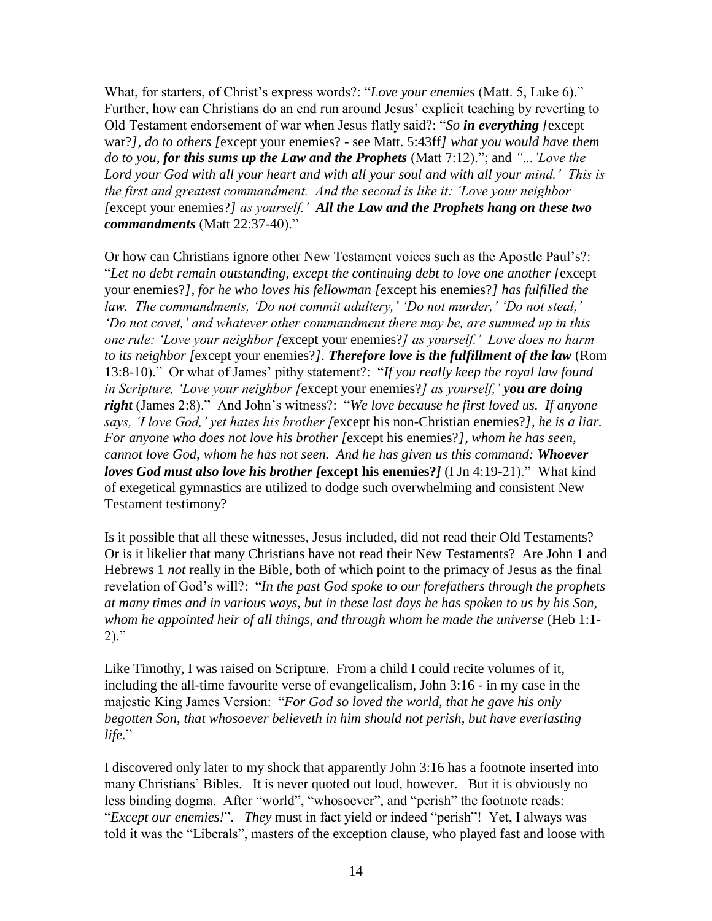What, for starters, of Christ's express words?: "*Love your enemies* (Matt. 5, Luke 6)." Further, how can Christians do an end run around Jesus' explicit teaching by reverting to Old Testament endorsement of war when Jesus flatly said?: "*So **in everything** [*except war?*], do to others [*except your enemies? - see Matt. 5:43ff*] what you would have them do to you, **for this sums up the Law and the Prophets*** (Matt 7:12)."; and *"...'Love the Lord your God with all your heart and with all your soul and with all your mind.' This is the first and greatest commandment. And the second is like it: 'Love your neighbor [*except your enemies?*] as yourself.' **All the Law and the Prophets hang on these two commandments*** (Matt 22:37-40)."

Or how can Christians ignore other New Testament voices such as the Apostle Paul's?: "*Let no debt remain outstanding, except the continuing debt to love one another [*except your enemies?*], for he who loves his fellowman [*except his enemies?*] has fulfilled the law. The commandments, 'Do not commit adultery,' 'Do not murder,' 'Do not steal,' 'Do not covet,' and whatever other commandment there may be, are summed up in this one rule: 'Love your neighbor [*except your enemies?*] as yourself.' Love does no harm to its neighbor [*except your enemies?*]. **Therefore love is the fulfillment of the law*** (Rom 13:8-10)." Or what of James' pithy statement?: "*If you really keep the royal law found in Scripture, 'Love your neighbor [*except your enemies?*] as yourself,' **you are doing right*** (James 2:8)." And John's witness?: "*We love because he first loved us. If anyone says, 'I love God,' yet hates his brother [*except his non-Christian enemies?*], he is a liar. For anyone who does not love his brother [*except his enemies?*], whom he has seen, cannot love God, whom he has not seen. And he has given us this command: **Whoever loves God must also love his brother [*except his enemies?*]*** (I Jn 4:19-21)." What kind of exegetical gymnastics are utilized to dodge such overwhelming and consistent New Testament testimony?

Is it possible that all these witnesses, Jesus included, did not read their Old Testaments? Or is it likelier that many Christians have not read their New Testaments? Are John 1 and Hebrews 1 *not* really in the Bible, both of which point to the primacy of Jesus as the final revelation of God's will?: "*In the past God spoke to our forefathers through the prophets at many times and in various ways, but in these last days he has spoken to us by his Son, whom he appointed heir of all things, and through whom he made the universe* (Heb 1:1-2)."

Like Timothy, I was raised on Scripture. From a child I could recite volumes of it, including the all-time favourite verse of evangelicalism, John 3:16 - in my case in the majestic King James Version: "*For God so loved the world, that he gave his only begotten Son, that whosoever believeth in him should not perish, but have everlasting life.*"

I discovered only later to my shock that apparently John 3:16 has a footnote inserted into many Christians' Bibles. It is never quoted out loud, however. But it is obviously no less binding dogma. After "world", "whosoever", and "perish" the footnote reads: "*Except our enemies!*". *They* must in fact yield or indeed "perish"! Yet, I always was told it was the "Liberals", masters of the exception clause, who played fast and loose with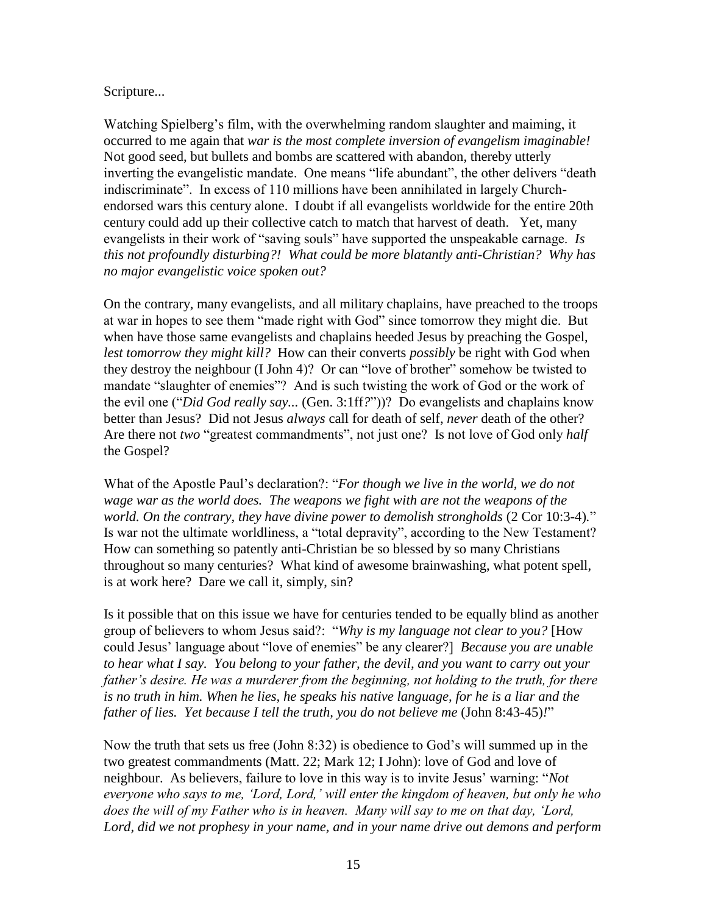Scripture...

Watching Spielberg's film, with the overwhelming random slaughter and maiming, it occurred to me again that *war is the most complete inversion of evangelism imaginable!* Not good seed, but bullets and bombs are scattered with abandon, thereby utterly inverting the evangelistic mandate. One means "life abundant", the other delivers "death indiscriminate". In excess of 110 millions have been annihilated in largely Church-endorsed wars this century alone. I doubt if all evangelists worldwide for the entire 20th century could add up their collective catch to match that harvest of death. Yet, many evangelists in their work of "saving souls" have supported the unspeakable carnage. *Is this not profoundly disturbing?! What could be more blatantly anti-Christian? Why has no major evangelistic voice spoken out?*

On the contrary, many evangelists, and all military chaplains, have preached to the troops at war in hopes to see them "made right with God" since tomorrow they might die. But when have those same evangelists and chaplains heeded Jesus by preaching the Gospel, *lest tomorrow they might kill?* How can their converts *possibly* be right with God when they destroy the neighbour (I John 4)? Or can "love of brother" somehow be twisted to mandate "slaughter of enemies"? And is such twisting the work of God or the work of the evil one ("*Did God really say...* (Gen. 3:1ff*?*"))? Do evangelists and chaplains know better than Jesus? Did not Jesus *always* call for death of self, *never* death of the other? Are there not *two* "greatest commandments", not just one? Is not love of God only *half* the Gospel?

What of the Apostle Paul's declaration?: "*For though we live in the world, we do not wage war as the world does. The weapons we fight with are not the weapons of the world. On the contrary, they have divine power to demolish strongholds* (2 Cor 10:3-4)." Is war not the ultimate worldliness, a "total depravity", according to the New Testament? How can something so patently anti-Christian be so blessed by so many Christians throughout so many centuries? What kind of awesome brainwashing, what potent spell, is at work here? Dare we call it, simply, sin?

Is it possible that on this issue we have for centuries tended to be equally blind as another group of believers to whom Jesus said?: "*Why is my language not clear to you?* [How could Jesus' language about "love of enemies" be any clearer?] *Because you are unable to hear what I say. You belong to your father, the devil, and you want to carry out your father's desire. He was a murderer from the beginning, not holding to the truth, for there is no truth in him. When he lies, he speaks his native language, for he is a liar and the father of lies. Yet because I tell the truth, you do not believe me* (John 8:43-45)*!*"

Now the truth that sets us free (John 8:32) is obedience to God's will summed up in the two greatest commandments (Matt. 22; Mark 12; I John): love of God and love of neighbour. As believers, failure to love in this way is to invite Jesus' warning: "*Not everyone who says to me, 'Lord, Lord,' will enter the kingdom of heaven, but only he who does the will of my Father who is in heaven. Many will say to me on that day, 'Lord, Lord, did we not prophesy in your name, and in your name drive out demons and perform*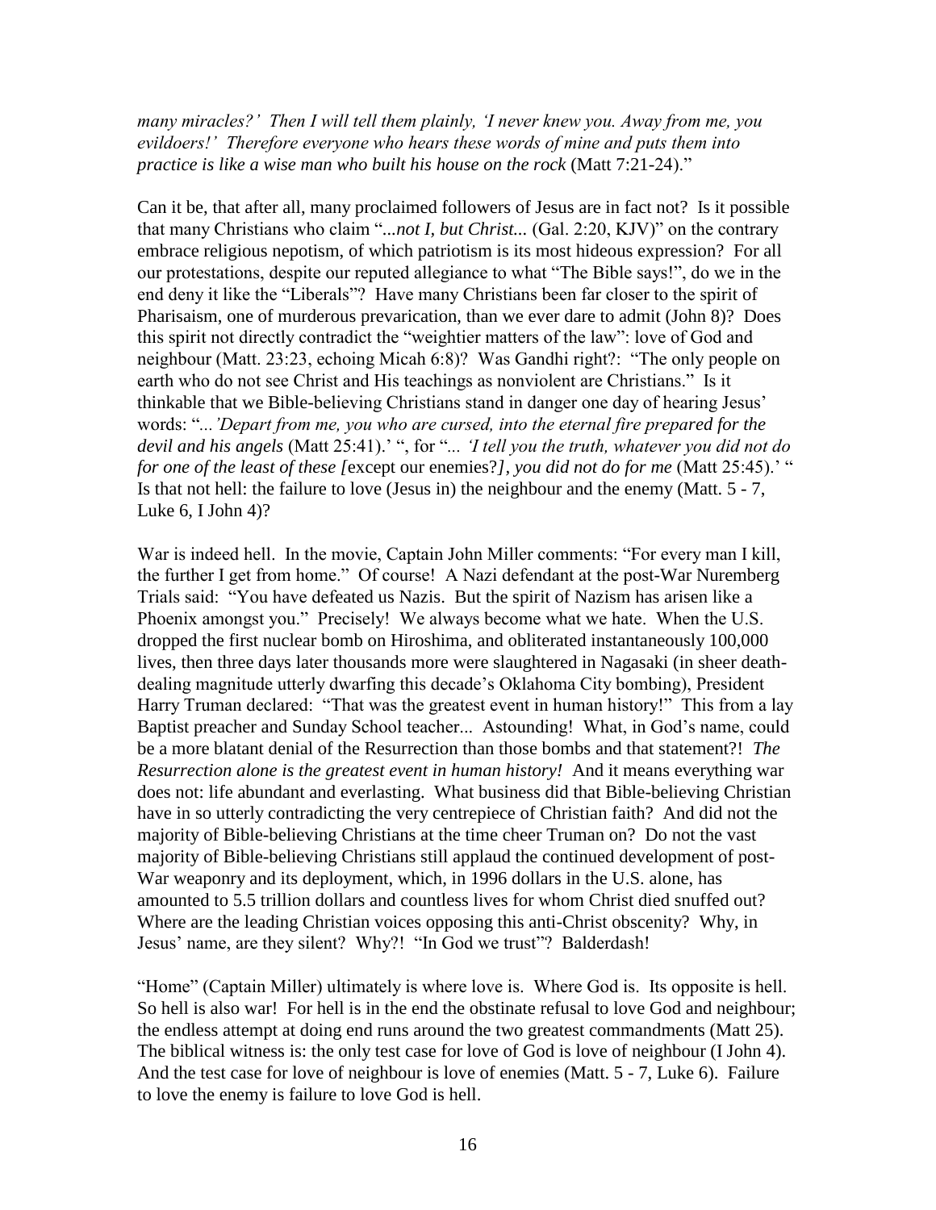*many miracles?' Then I will tell them plainly, 'I never knew you. Away from me, you evildoers!' Therefore everyone who hears these words of mine and puts them into practice is like a wise man who built his house on the rock* (Matt 7:21-24)."

Can it be, that after all, many proclaimed followers of Jesus are in fact not? Is it possible that many Christians who claim "*...not I, but Christ...* (Gal. 2:20, KJV)" on the contrary embrace religious nepotism, of which patriotism is its most hideous expression? For all our protestations, despite our reputed allegiance to what "The Bible says!", do we in the end deny it like the "Liberals"? Have many Christians been far closer to the spirit of Pharisaism, one of murderous prevarication, than we ever dare to admit (John 8)? Does this spirit not directly contradict the "weightier matters of the law": love of God and neighbour (Matt. 23:23, echoing Micah 6:8)? Was Gandhi right?: "The only people on earth who do not see Christ and His teachings as nonviolent are Christians." Is it thinkable that we Bible-believing Christians stand in danger one day of hearing Jesus' words: "*...'Depart from me, you who are cursed, into the eternal fire prepared for the devil and his angels* (Matt 25:41).' ", for "*... 'I tell you the truth, whatever you did not do for one of the least of these [*except our enemies?*], you did not do for me* (Matt 25:45).' " Is that not hell: the failure to love (Jesus in) the neighbour and the enemy (Matt. 5 - 7, Luke 6, I John 4)?

War is indeed hell. In the movie, Captain John Miller comments: "For every man I kill, the further I get from home." Of course! A Nazi defendant at the post-War Nuremberg Trials said: "You have defeated us Nazis. But the spirit of Nazism has arisen like a Phoenix amongst you." Precisely! We always become what we hate. When the U.S. dropped the first nuclear bomb on Hiroshima, and obliterated instantaneously 100,000 lives, then three days later thousands more were slaughtered in Nagasaki (in sheer death-dealing magnitude utterly dwarfing this decade's Oklahoma City bombing), President Harry Truman declared: "That was the greatest event in human history!" This from a lay Baptist preacher and Sunday School teacher... Astounding! What, in God's name, could be a more blatant denial of the Resurrection than those bombs and that statement?! *The Resurrection alone is the greatest event in human history!* And it means everything war does not: life abundant and everlasting. What business did that Bible-believing Christian have in so utterly contradicting the very centrepiece of Christian faith? And did not the majority of Bible-believing Christians at the time cheer Truman on? Do not the vast majority of Bible-believing Christians still applaud the continued development of post-War weaponry and its deployment, which, in 1996 dollars in the U.S. alone, has amounted to 5.5 trillion dollars and countless lives for whom Christ died snuffed out? Where are the leading Christian voices opposing this anti-Christ obscenity? Why, in Jesus' name, are they silent? Why?! "In God we trust"? Balderdash!

"Home" (Captain Miller) ultimately is where love is. Where God is. Its opposite is hell. So hell is also war! For hell is in the end the obstinate refusal to love God and neighbour; the endless attempt at doing end runs around the two greatest commandments (Matt 25). The biblical witness is: the only test case for love of God is love of neighbour (I John 4). And the test case for love of neighbour is love of enemies (Matt. 5 - 7, Luke 6). Failure to love the enemy is failure to love God is hell.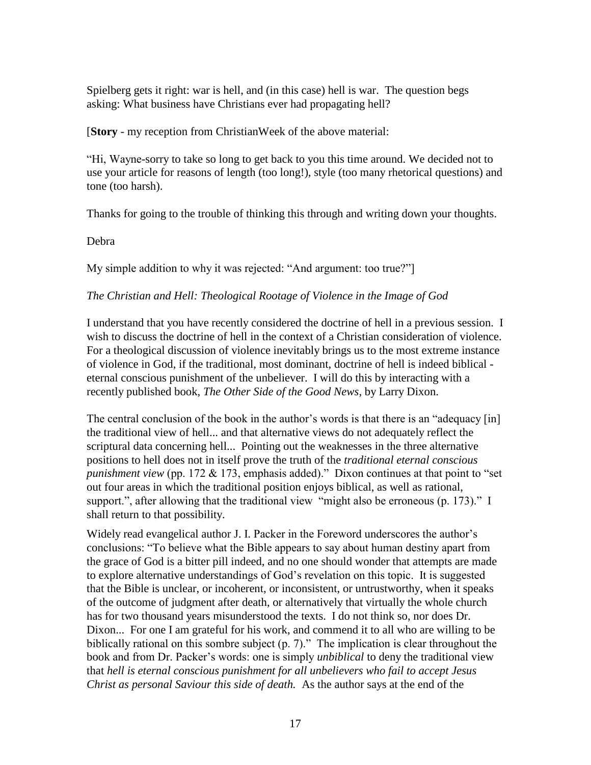Spielberg gets it right: war is hell, and (in this case) hell is war. The question begs asking: What business have Christians ever had propagating hell?

[**Story** - my reception from ChristianWeek of the above material:

"Hi, Wayne-sorry to take so long to get back to you this time around. We decided not to use your article for reasons of length (too long!), style (too many rhetorical questions) and tone (too harsh).

Thanks for going to the trouble of thinking this through and writing down your thoughts.

Debra

My simple addition to why it was rejected: "And argument: too true?"]

*The Christian and Hell: Theological Rootage of Violence in the Image of God*

I understand that you have recently considered the doctrine of hell in a previous session. I wish to discuss the doctrine of hell in the context of a Christian consideration of violence. For a theological discussion of violence inevitably brings us to the most extreme instance of violence in God, if the traditional, most dominant, doctrine of hell is indeed biblical - eternal conscious punishment of the unbeliever. I will do this by interacting with a recently published book, *The Other Side of the Good News*, by Larry Dixon.

The central conclusion of the book in the author's words is that there is an "adequacy [in] the traditional view of hell... and that alternative views do not adequately reflect the scriptural data concerning hell... Pointing out the weaknesses in the three alternative positions to hell does not in itself prove the truth of the *traditional eternal conscious punishment view* (pp. 172 & 173, emphasis added)." Dixon continues at that point to "set out four areas in which the traditional position enjoys biblical, as well as rational, support.", after allowing that the traditional view "might also be erroneous (p. 173)." I shall return to that possibility.

Widely read evangelical author J. I. Packer in the Foreword underscores the author's conclusions: "To believe what the Bible appears to say about human destiny apart from the grace of God is a bitter pill indeed, and no one should wonder that attempts are made to explore alternative understandings of God's revelation on this topic. It is suggested that the Bible is unclear, or incoherent, or inconsistent, or untrustworthy, when it speaks of the outcome of judgment after death, or alternatively that virtually the whole church has for two thousand years misunderstood the texts. I do not think so, nor does Dr. Dixon... For one I am grateful for his work, and commend it to all who are willing to be biblically rational on this sombre subject (p. 7)." The implication is clear throughout the book and from Dr. Packer's words: one is simply *unbiblical* to deny the traditional view that *hell is eternal conscious punishment for all unbelievers who fail to accept Jesus Christ as personal Saviour this side of death.* As the author says at the end of the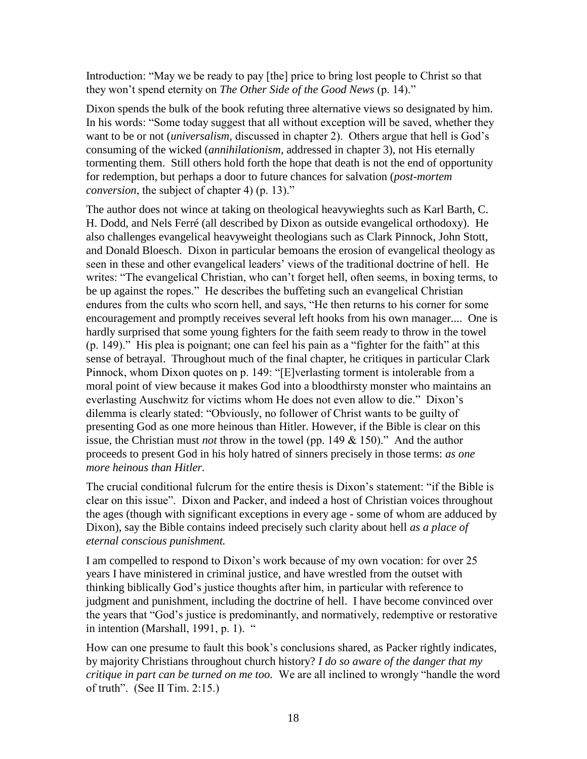Introduction: "May we be ready to pay [the] price to bring lost people to Christ so that they won't spend eternity on *The Other Side of the Good News* (p. 14)."

Dixon spends the bulk of the book refuting three alternative views so designated by him. In his words: "Some today suggest that all without exception will be saved, whether they want to be or not (*universalism*, discussed in chapter 2). Others argue that hell is God's consuming of the wicked (*annihilationism*, addressed in chapter 3), not His eternally tormenting them. Still others hold forth the hope that death is not the end of opportunity for redemption, but perhaps a door to future chances for salvation (*post-mortem conversion*, the subject of chapter 4) (p. 13)."

The author does not wince at taking on theological heavywieghts such as Karl Barth, C. H. Dodd, and Nels Ferré (all described by Dixon as outside evangelical orthodoxy). He also challenges evangelical heavyweight theologians such as Clark Pinnock, John Stott, and Donald Bloesch. Dixon in particular bemoans the erosion of evangelical theology as seen in these and other evangelical leaders' views of the traditional doctrine of hell. He writes: "The evangelical Christian, who can't forget hell, often seems, in boxing terms, to be up against the ropes." He describes the buffeting such an evangelical Christian endures from the cults who scorn hell, and says, "He then returns to his corner for some encouragement and promptly receives several left hooks from his own manager.... One is hardly surprised that some young fighters for the faith seem ready to throw in the towel (p. 149)." His plea is poignant; one can feel his pain as a "fighter for the faith" at this sense of betrayal. Throughout much of the final chapter, he critiques in particular Clark Pinnock, whom Dixon quotes on p. 149: "[E]verlasting torment is intolerable from a moral point of view because it makes God into a bloodthirsty monster who maintains an everlasting Auschwitz for victims whom He does not even allow to die." Dixon's dilemma is clearly stated: "Obviously, no follower of Christ wants to be guilty of presenting God as one more heinous than Hitler. However, if the Bible is clear on this issue, the Christian must *not* throw in the towel (pp. 149 & 150)." And the author proceeds to present God in his holy hatred of sinners precisely in those terms: *as one more heinous than Hitler*.

The crucial conditional fulcrum for the entire thesis is Dixon's statement: "if the Bible is clear on this issue". Dixon and Packer, and indeed a host of Christian voices throughout the ages (though with significant exceptions in every age - some of whom are adduced by Dixon), say the Bible contains indeed precisely such clarity about hell *as a place of eternal conscious punishment.*

I am compelled to respond to Dixon's work because of my own vocation: for over 25 years I have ministered in criminal justice, and have wrestled from the outset with thinking biblically God's justice thoughts after him, in particular with reference to judgment and punishment, including the doctrine of hell. I have become convinced over the years that "God's justice is predominantly, and normatively, redemptive or restorative in intention (Marshall, 1991, p. 1). "

How can one presume to fault this book's conclusions shared, as Packer rightly indicates, by majority Christians throughout church history? *I do so aware of the danger that my critique in part can be turned on me too.* We are all inclined to wrongly "handle the word of truth". (See II Tim. 2:15.)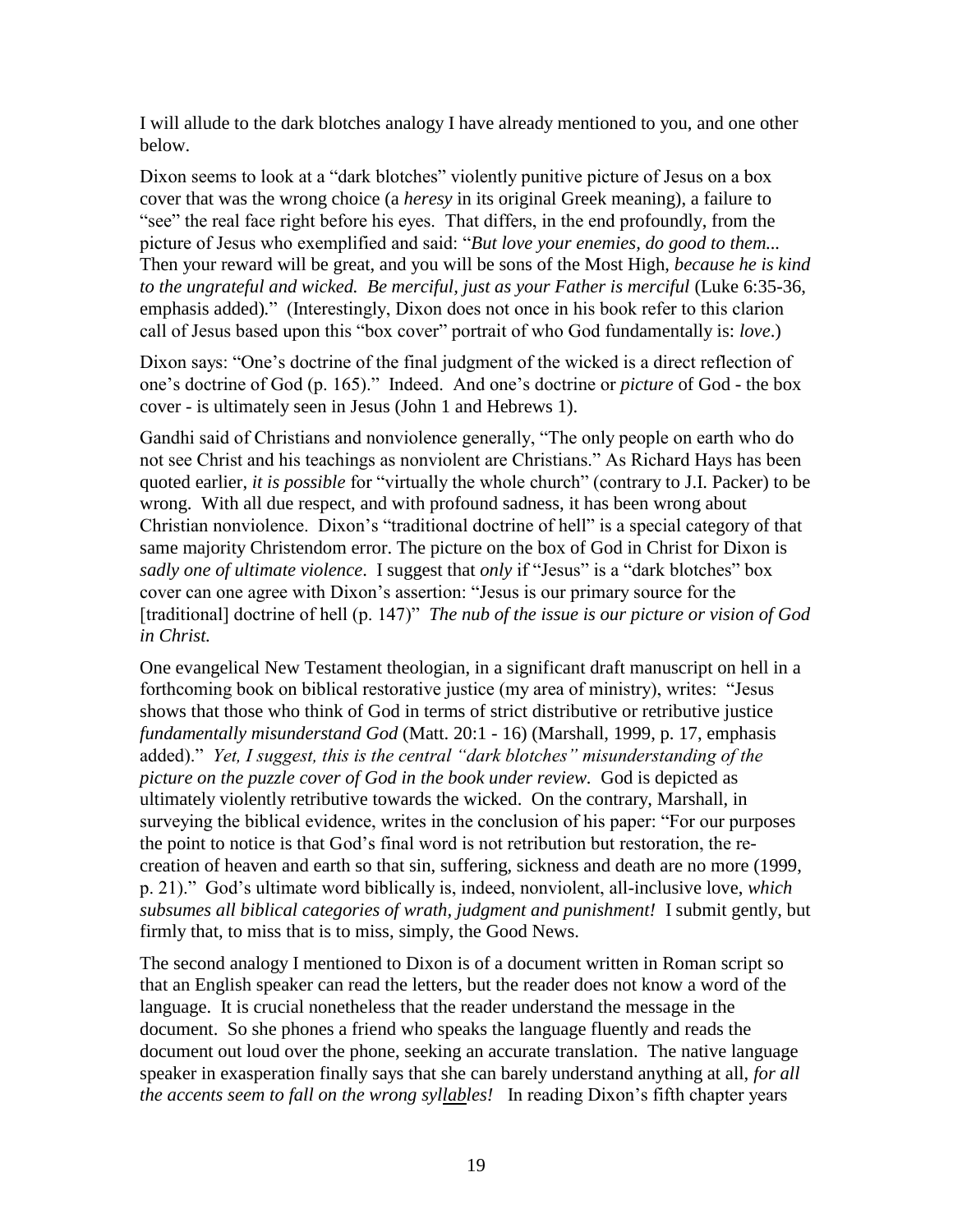I will allude to the dark blotches analogy I have already mentioned to you, and one other below.

Dixon seems to look at a "dark blotches" violently punitive picture of Jesus on a box cover that was the wrong choice (a *heresy* in its original Greek meaning), a failure to "see" the real face right before his eyes. That differs, in the end profoundly, from the picture of Jesus who exemplified and said: "*But love your enemies, do good to them...* Then your reward will be great, and you will be sons of the Most High, *because he is kind to the ungrateful and wicked. Be merciful, just as your Father is merciful* (Luke 6:35-36, emphasis added)." (Interestingly, Dixon does not once in his book refer to this clarion call of Jesus based upon this "box cover" portrait of who God fundamentally is: *love*.)

Dixon says: "One's doctrine of the final judgment of the wicked is a direct reflection of one's doctrine of God (p. 165)." Indeed. And one's doctrine or *picture* of God - the box cover - is ultimately seen in Jesus (John 1 and Hebrews 1).

Gandhi said of Christians and nonviolence generally, "The only people on earth who do not see Christ and his teachings as nonviolent are Christians." As Richard Hays has been quoted earlier, *it is possible* for "virtually the whole church" (contrary to J.I. Packer) to be wrong. With all due respect, and with profound sadness, it has been wrong about Christian nonviolence. Dixon's "traditional doctrine of hell" is a special category of that same majority Christendom error. The picture on the box of God in Christ for Dixon is *sadly one of ultimate violence*. I suggest that *only* if "Jesus" is a "dark blotches" box cover can one agree with Dixon's assertion: "Jesus is our primary source for the [traditional] doctrine of hell (p. 147)" *The nub of the issue is our picture or vision of God in Christ.*

One evangelical New Testament theologian, in a significant draft manuscript on hell in a forthcoming book on biblical restorative justice (my area of ministry), writes: "Jesus shows that those who think of God in terms of strict distributive or retributive justice *fundamentally misunderstand God* (Matt. 20:1 - 16) (Marshall, 1999, p. 17, emphasis added)." *Yet, I suggest, this is the central "dark blotches" misunderstanding of the picture on the puzzle cover of God in the book under review.* God is depicted as ultimately violently retributive towards the wicked. On the contrary, Marshall, in surveying the biblical evidence, writes in the conclusion of his paper: "For our purposes the point to notice is that God's final word is not retribution but restoration, the re-creation of heaven and earth so that sin, suffering, sickness and death are no more (1999, p. 21)." God's ultimate word biblically is, indeed, nonviolent, all-inclusive love, *which subsumes all biblical categories of wrath, judgment and punishment!* I submit gently, but firmly that, to miss that is to miss, simply, the Good News.

The second analogy I mentioned to Dixon is of a document written in Roman script so that an English speaker can read the letters, but the reader does not know a word of the language. It is crucial nonetheless that the reader understand the message in the document. So she phones a friend who speaks the language fluently and reads the document out loud over the phone, seeking an accurate translation. The native language speaker in exasperation finally says that she can barely understand anything at all, *for all the accents seem to fall on the wrong syllables!* In reading Dixon's fifth chapter years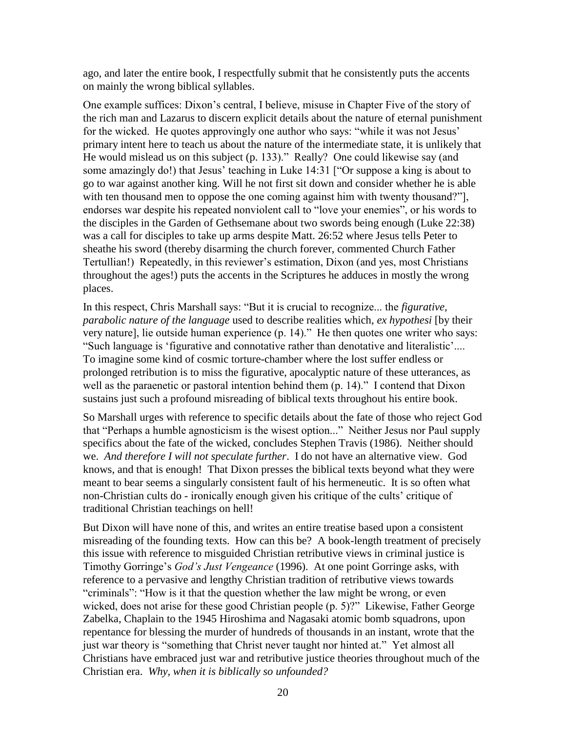ago, and later the entire book, I respectfully submit that he consistently puts the accents on mainly the wrong biblical syllables.

One example suffices: Dixon's central, I believe, misuse in Chapter Five of the story of the rich man and Lazarus to discern explicit details about the nature of eternal punishment for the wicked. He quotes approvingly one author who says: "while it was not Jesus' primary intent here to teach us about the nature of the intermediate state, it is unlikely that He would mislead us on this subject (p. 133)." Really? One could likewise say (and some amazingly do!) that Jesus' teaching in Luke 14:31 ["Or suppose a king is about to go to war against another king. Will he not first sit down and consider whether he is able with ten thousand men to oppose the one coming against him with twenty thousand?"], endorses war despite his repeated nonviolent call to "love your enemies", or his words to the disciples in the Garden of Gethsemane about two swords being enough (Luke 22:38) was a call for disciples to take up arms despite Matt. 26:52 where Jesus tells Peter to sheathe his sword (thereby disarming the church forever, commented Church Father Tertullian!) Repeatedly, in this reviewer's estimation, Dixon (and yes, most Christians throughout the ages!) puts the accents in the Scriptures he adduces in mostly the wrong places.

In this respect, Chris Marshall says: "But it is crucial to recognize... the *figurative, parabolic nature of the language* used to describe realities which, *ex hypothesi* [by their very nature], lie outside human experience (p. 14)." He then quotes one writer who says: "Such language is 'figurative and connotative rather than denotative and literalistic'.... To imagine some kind of cosmic torture-chamber where the lost suffer endless or prolonged retribution is to miss the figurative, apocalyptic nature of these utterances, as well as the paraenetic or pastoral intention behind them (p. 14)." I contend that Dixon sustains just such a profound misreading of biblical texts throughout his entire book.

So Marshall urges with reference to specific details about the fate of those who reject God that "Perhaps a humble agnosticism is the wisest option..." Neither Jesus nor Paul supply specifics about the fate of the wicked, concludes Stephen Travis (1986). Neither should we. *And therefore I will not speculate further*. I do not have an alternative view. God knows, and that is enough! That Dixon presses the biblical texts beyond what they were meant to bear seems a singularly consistent fault of his hermeneutic. It is so often what non-Christian cults do - ironically enough given his critique of the cults' critique of traditional Christian teachings on hell!

But Dixon will have none of this, and writes an entire treatise based upon a consistent misreading of the founding texts. How can this be? A book-length treatment of precisely this issue with reference to misguided Christian retributive views in criminal justice is Timothy Gorringe's *God's Just Vengeance* (1996). At one point Gorringe asks, with reference to a pervasive and lengthy Christian tradition of retributive views towards "criminals": "How is it that the question whether the law might be wrong, or even wicked, does not arise for these good Christian people (p. 5)?" Likewise, Father George Zabelka, Chaplain to the 1945 Hiroshima and Nagasaki atomic bomb squadrons, upon repentance for blessing the murder of hundreds of thousands in an instant, wrote that the just war theory is "something that Christ never taught nor hinted at." Yet almost all Christians have embraced just war and retributive justice theories throughout much of the Christian era. *Why, when it is biblically so unfounded?*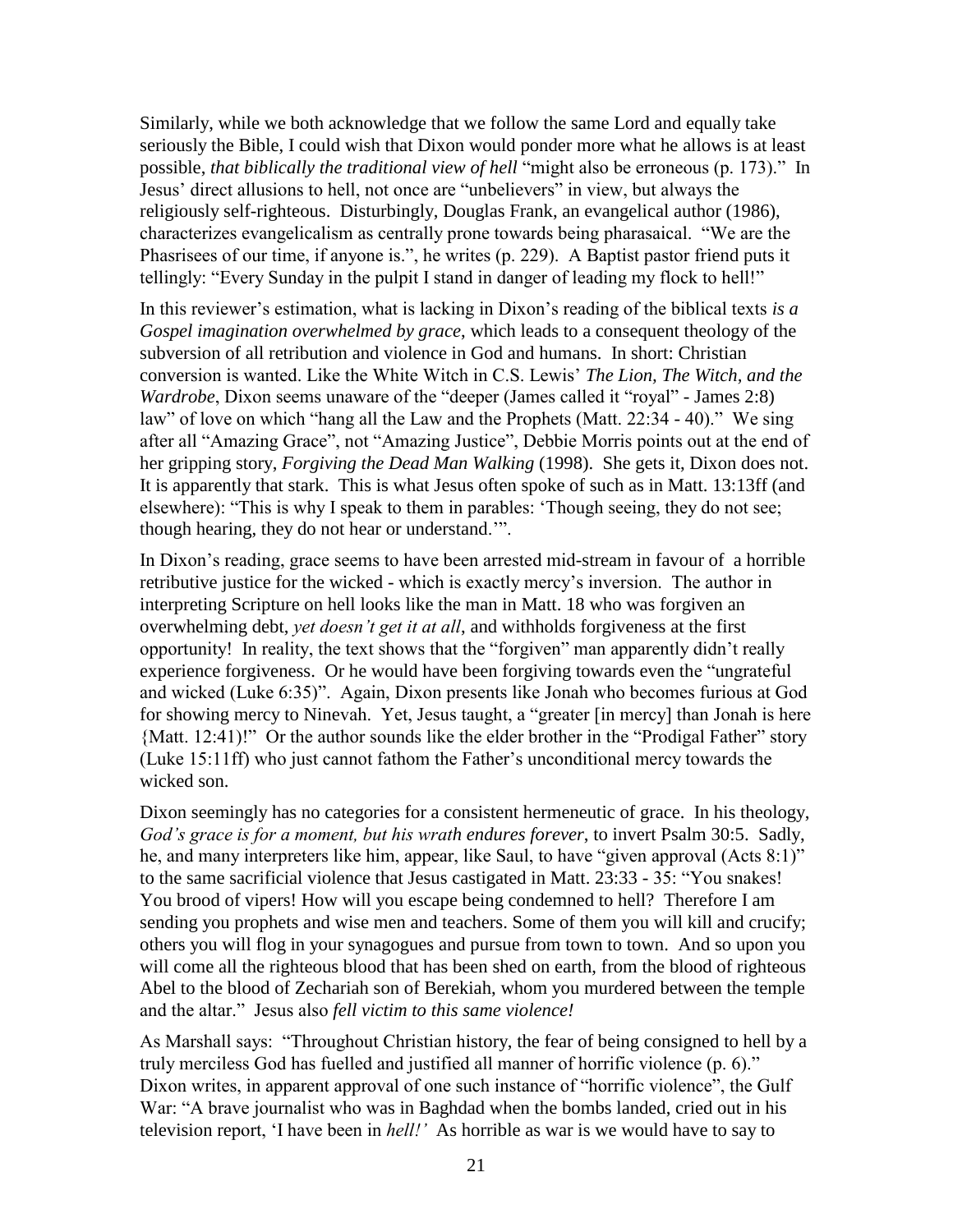Similarly, while we both acknowledge that we follow the same Lord and equally take seriously the Bible, I could wish that Dixon would ponder more what he allows is at least possible, *that biblically the traditional view of hell* "might also be erroneous (p. 173)." In Jesus' direct allusions to hell, not once are "unbelievers" in view, but always the religiously self-righteous. Disturbingly, Douglas Frank, an evangelical author (1986), characterizes evangelicalism as centrally prone towards being pharasaical. "We are the Phasrisees of our time, if anyone is.", he writes (p. 229). A Baptist pastor friend puts it tellingly: "Every Sunday in the pulpit I stand in danger of leading my flock to hell!"

In this reviewer's estimation, what is lacking in Dixon's reading of the biblical texts *is a Gospel imagination overwhelmed by grace*, which leads to a consequent theology of the subversion of all retribution and violence in God and humans. In short: Christian conversion is wanted. Like the White Witch in C.S. Lewis' *The Lion, The Witch, and the Wardrobe*, Dixon seems unaware of the "deeper (James called it "royal" - James 2:8) law" of love on which "hang all the Law and the Prophets (Matt. 22:34 - 40)." We sing after all "Amazing Grace", not "Amazing Justice", Debbie Morris points out at the end of her gripping story, *Forgiving the Dead Man Walking* (1998). She gets it, Dixon does not. It is apparently that stark. This is what Jesus often spoke of such as in Matt. 13:13ff (and elsewhere): "This is why I speak to them in parables: 'Though seeing, they do not see; though hearing, they do not hear or understand.'".

In Dixon's reading, grace seems to have been arrested mid-stream in favour of a horrible retributive justice for the wicked - which is exactly mercy's inversion. The author in interpreting Scripture on hell looks like the man in Matt. 18 who was forgiven an overwhelming debt, *yet doesn't get it at all*, and withholds forgiveness at the first opportunity! In reality, the text shows that the "forgiven" man apparently didn't really experience forgiveness. Or he would have been forgiving towards even the "ungrateful and wicked (Luke 6:35)". Again, Dixon presents like Jonah who becomes furious at God for showing mercy to Nineveh. Yet, Jesus taught, a "greater [in mercy] than Jonah is here {Matt. 12:41)!" Or the author sounds like the elder brother in the "Prodigal Father" story (Luke 15:11ff) who just cannot fathom the Father's unconditional mercy towards the wicked son.

Dixon seemingly has no categories for a consistent hermeneutic of grace. In his theology, *God's grace is for a moment, but his wrath endures forever*, to invert Psalm 30:5. Sadly, he, and many interpreters like him, appear, like Saul, to have "given approval (Acts 8:1)" to the same sacrificial violence that Jesus castigated in Matt. 23:33 - 35: "You snakes! You brood of vipers! How will you escape being condemned to hell? Therefore I am sending you prophets and wise men and teachers. Some of them you will kill and crucify; others you will flog in your synagogues and pursue from town to town. And so upon you will come all the righteous blood that has been shed on earth, from the blood of righteous Abel to the blood of Zechariah son of Berekiah, whom you murdered between the temple and the altar." Jesus also *fell victim to this same violence!*

As Marshall says: "Throughout Christian history, the fear of being consigned to hell by a truly merciless God has fuelled and justified all manner of horrific violence (p. 6)." Dixon writes, in apparent approval of one such instance of "horrific violence", the Gulf War: "A brave journalist who was in Baghdad when the bombs landed, cried out in his television report, 'I have been in *hell!'* As horrible as war is we would have to say to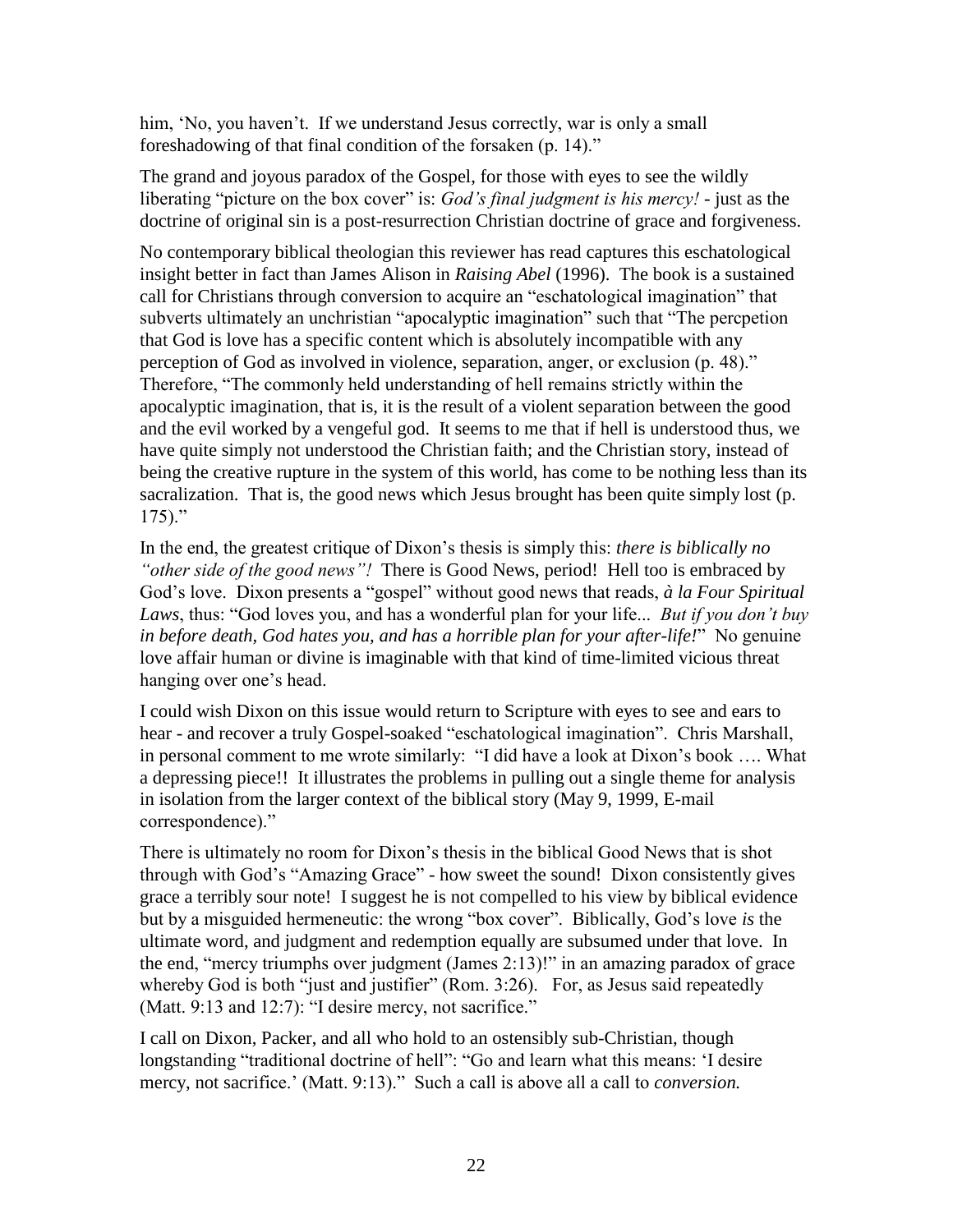him, 'No, you haven't. If we understand Jesus correctly, war is only a small foreshadowing of that final condition of the forsaken (p. 14)."

The grand and joyous paradox of the Gospel, for those with eyes to see the wildly liberating "picture on the box cover" is: *God's final judgment is his mercy!* - just as the doctrine of original sin is a post-resurrection Christian doctrine of grace and forgiveness.

No contemporary biblical theologian this reviewer has read captures this eschatological insight better in fact than James Alison in *Raising Abel* (1996). The book is a sustained call for Christians through conversion to acquire an "eschatological imagination" that subverts ultimately an unchristian "apocalyptic imagination" such that "The percpetion that God is love has a specific content which is absolutely incompatible with any perception of God as involved in violence, separation, anger, or exclusion (p. 48)." Therefore, "The commonly held understanding of hell remains strictly within the apocalyptic imagination, that is, it is the result of a violent separation between the good and the evil worked by a vengeful god. It seems to me that if hell is understood thus, we have quite simply not understood the Christian faith; and the Christian story, instead of being the creative rupture in the system of this world, has come to be nothing less than its sacralization. That is, the good news which Jesus brought has been quite simply lost (p. 175)."

In the end, the greatest critique of Dixon's thesis is simply this: *there is biblically no "other side of the good news"!* There is Good News, period! Hell too is embraced by God's love. Dixon presents a "gospel" without good news that reads, *à la Four Spiritual Laws*, thus: "God loves you, and has a wonderful plan for your life... *But if you don't buy in before death, God hates you, and has a horrible plan for your after-life!*" No genuine love affair human or divine is imaginable with that kind of time-limited vicious threat hanging over one's head.

I could wish Dixon on this issue would return to Scripture with eyes to see and ears to hear - and recover a truly Gospel-soaked "eschatological imagination". Chris Marshall, in personal comment to me wrote similarly: "I did have a look at Dixon's book …. What a depressing piece!! It illustrates the problems in pulling out a single theme for analysis in isolation from the larger context of the biblical story (May 9, 1999, E-mail correspondence)."

There is ultimately no room for Dixon's thesis in the biblical Good News that is shot through with God's "Amazing Grace" - how sweet the sound! Dixon consistently gives grace a terribly sour note! I suggest he is not compelled to his view by biblical evidence but by a misguided hermeneutic: the wrong "box cover". Biblically, God's love *is* the ultimate word, and judgment and redemption equally are subsumed under that love. In the end, "mercy triumphs over judgment (James 2:13)!" in an amazing paradox of grace whereby God is both "just and justifier" (Rom. 3:26). For, as Jesus said repeatedly (Matt. 9:13 and 12:7): "I desire mercy, not sacrifice."

I call on Dixon, Packer, and all who hold to an ostensibly sub-Christian, though longstanding "traditional doctrine of hell": "Go and learn what this means: 'I desire mercy, not sacrifice.' (Matt. 9:13)." Such a call is above all a call to *conversion.*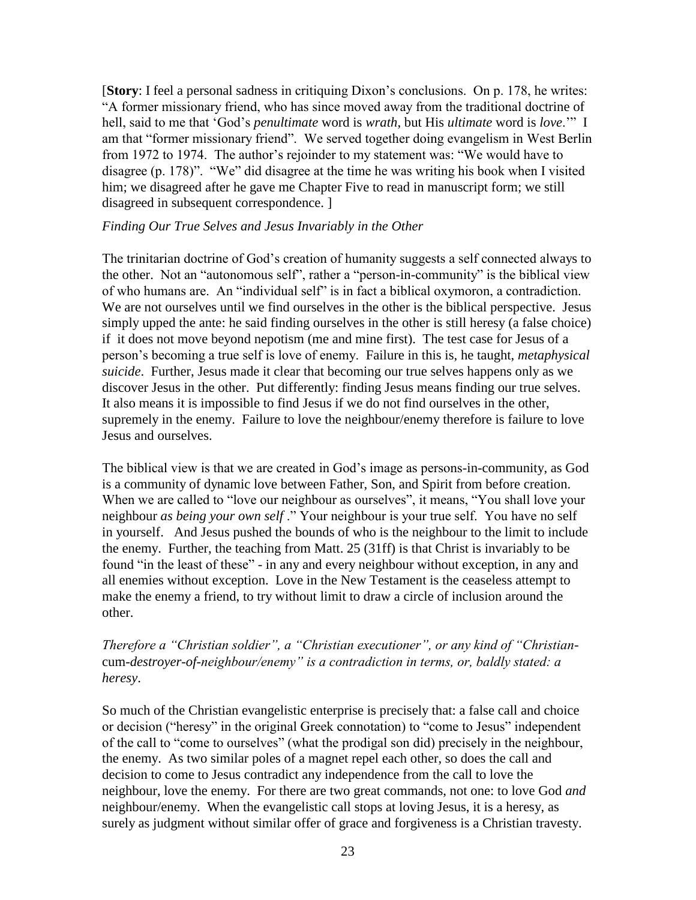[**Story**: I feel a personal sadness in critiquing Dixon's conclusions. On p. 178, he writes: "A former missionary friend, who has since moved away from the traditional doctrine of hell, said to me that 'God's *penultimate* word is *wrath*, but His *ultimate* word is *love*.'" I am that "former missionary friend". We served together doing evangelism in West Berlin from 1972 to 1974. The author's rejoinder to my statement was: "We would have to disagree (p. 178)". "We" did disagree at the time he was writing his book when I visited him; we disagreed after he gave me Chapter Five to read in manuscript form; we still disagreed in subsequent correspondence. ]

*Finding Our True Selves and Jesus Invariably in the Other*

The trinitarian doctrine of God's creation of humanity suggests a self connected always to the other. Not an "autonomous self", rather a "person-in-community" is the biblical view of who humans are. An "individual self" is in fact a biblical oxymoron, a contradiction. We are not ourselves until we find ourselves in the other is the biblical perspective. Jesus simply upped the ante: he said finding ourselves in the other is still heresy (a false choice) if it does not move beyond nepotism (me and mine first). The test case for Jesus of a person's becoming a true self is love of enemy. Failure in this is, he taught, *metaphysical suicide*. Further, Jesus made it clear that becoming our true selves happens only as we discover Jesus in the other. Put differently: finding Jesus means finding our true selves. It also means it is impossible to find Jesus if we do not find ourselves in the other, supremely in the enemy. Failure to love the neighbour/enemy therefore is failure to love Jesus and ourselves.

The biblical view is that we are created in God's image as persons-in-community, as God is a community of dynamic love between Father, Son, and Spirit from before creation. When we are called to "love our neighbour as ourselves", it means, "You shall love your neighbour *as being your own self* ." Your neighbour is your true self. You have no self in yourself. And Jesus pushed the bounds of who is the neighbour to the limit to include the enemy. Further, the teaching from Matt. 25 (31ff) is that Christ is invariably to be found "in the least of these" - in any and every neighbour without exception, in any and all enemies without exception. Love in the New Testament is the ceaseless attempt to make the enemy a friend, to try without limit to draw a circle of inclusion around the other.

*Therefore a "Christian soldier", a "Christian executioner", or any kind of "Christian-*cum*-destroyer-of-neighbour/enemy" is a contradiction in terms, or, baldly stated: a heresy*.

So much of the Christian evangelistic enterprise is precisely that: a false call and choice or decision ("heresy" in the original Greek connotation) to "come to Jesus" independent of the call to "come to ourselves" (what the prodigal son did) precisely in the neighbour, the enemy. As two similar poles of a magnet repel each other, so does the call and decision to come to Jesus contradict any independence from the call to love the neighbour, love the enemy. For there are two great commands, not one: to love God *and* neighbour/enemy. When the evangelistic call stops at loving Jesus, it is a heresy, as surely as judgment without similar offer of grace and forgiveness is a Christian travesty.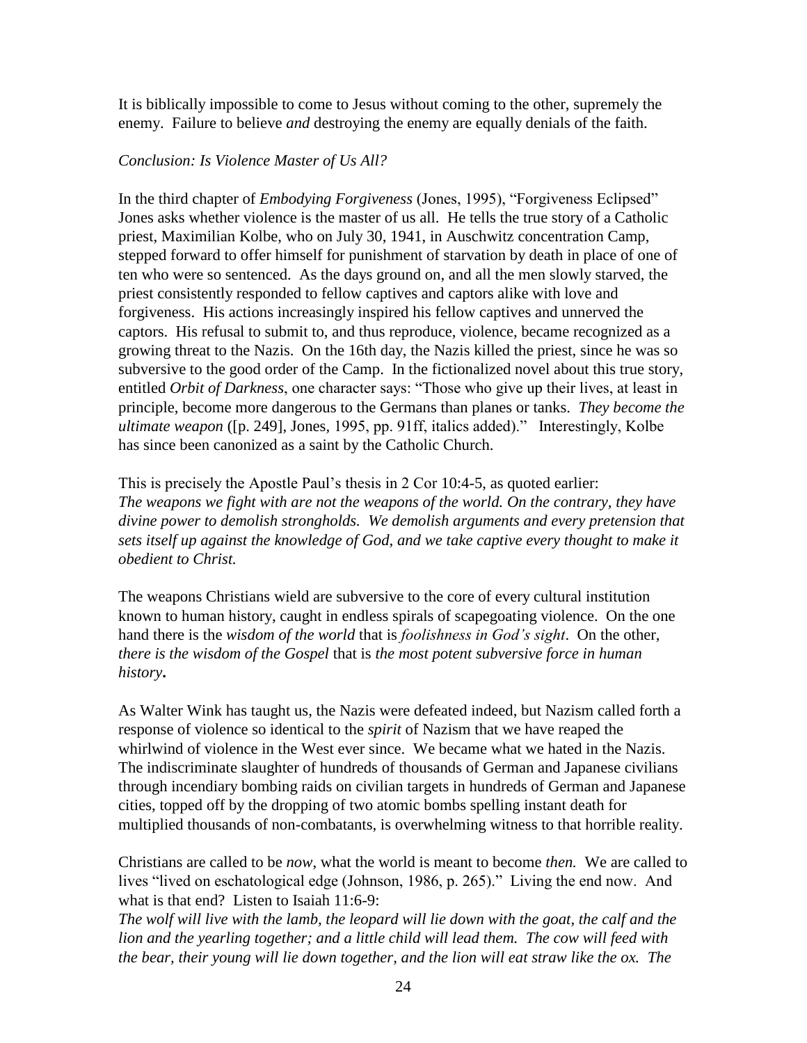It is biblically impossible to come to Jesus without coming to the other, supremely the enemy. Failure to believe *and* destroying the enemy are equally denials of the faith.

*Conclusion: Is Violence Master of Us All?*

In the third chapter of *Embodying Forgiveness* (Jones, 1995), "Forgiveness Eclipsed" Jones asks whether violence is the master of us all. He tells the true story of a Catholic priest, Maximilian Kolbe, who on July 30, 1941, in Auschwitz concentration Camp, stepped forward to offer himself for punishment of starvation by death in place of one of ten who were so sentenced. As the days ground on, and all the men slowly starved, the priest consistently responded to fellow captives and captors alike with love and forgiveness. His actions increasingly inspired his fellow captives and unnerved the captors. His refusal to submit to, and thus reproduce, violence, became recognized as a growing threat to the Nazis. On the 16th day, the Nazis killed the priest, since he was so subversive to the good order of the Camp. In the fictionalized novel about this true story, entitled *Orbit of Darkness*, one character says: "Those who give up their lives, at least in principle, become more dangerous to the Germans than planes or tanks. *They become the ultimate weapon* ([p. 249], Jones, 1995, pp. 91ff, italics added)." Interestingly, Kolbe has since been canonized as a saint by the Catholic Church.

This is precisely the Apostle Paul's thesis in 2 Cor 10:4-5, as quoted earlier:
*The weapons we fight with are not the weapons of the world. On the contrary, they have divine power to demolish strongholds. We demolish arguments and every pretension that sets itself up against the knowledge of God, and we take captive every thought to make it obedient to Christ.*

The weapons Christians wield are subversive to the core of every cultural institution known to human history, caught in endless spirals of scapegoating violence. On the one hand there is the *wisdom of the world* that is *foolishness in God's sight*. On the other, *there is the wisdom of the Gospel* that is *the most potent subversive force in human history***.**

As Walter Wink has taught us, the Nazis were defeated indeed, but Nazism called forth a response of violence so identical to the *spirit* of Nazism that we have reaped the whirlwind of violence in the West ever since. We became what we hated in the Nazis. The indiscriminate slaughter of hundreds of thousands of German and Japanese civilians through incendiary bombing raids on civilian targets in hundreds of German and Japanese cities, topped off by the dropping of two atomic bombs spelling instant death for multiplied thousands of non-combatants, is overwhelming witness to that horrible reality.

Christians are called to be *now*, what the world is meant to become *then.* We are called to lives "lived on eschatological edge (Johnson, 1986, p. 265)." Living the end now. And what is that end? Listen to Isaiah 11:6-9:
*The wolf will live with the lamb, the leopard will lie down with the goat, the calf and the lion and the yearling together; and a little child will lead them. The cow will feed with the bear, their young will lie down together, and the lion will eat straw like the ox. The*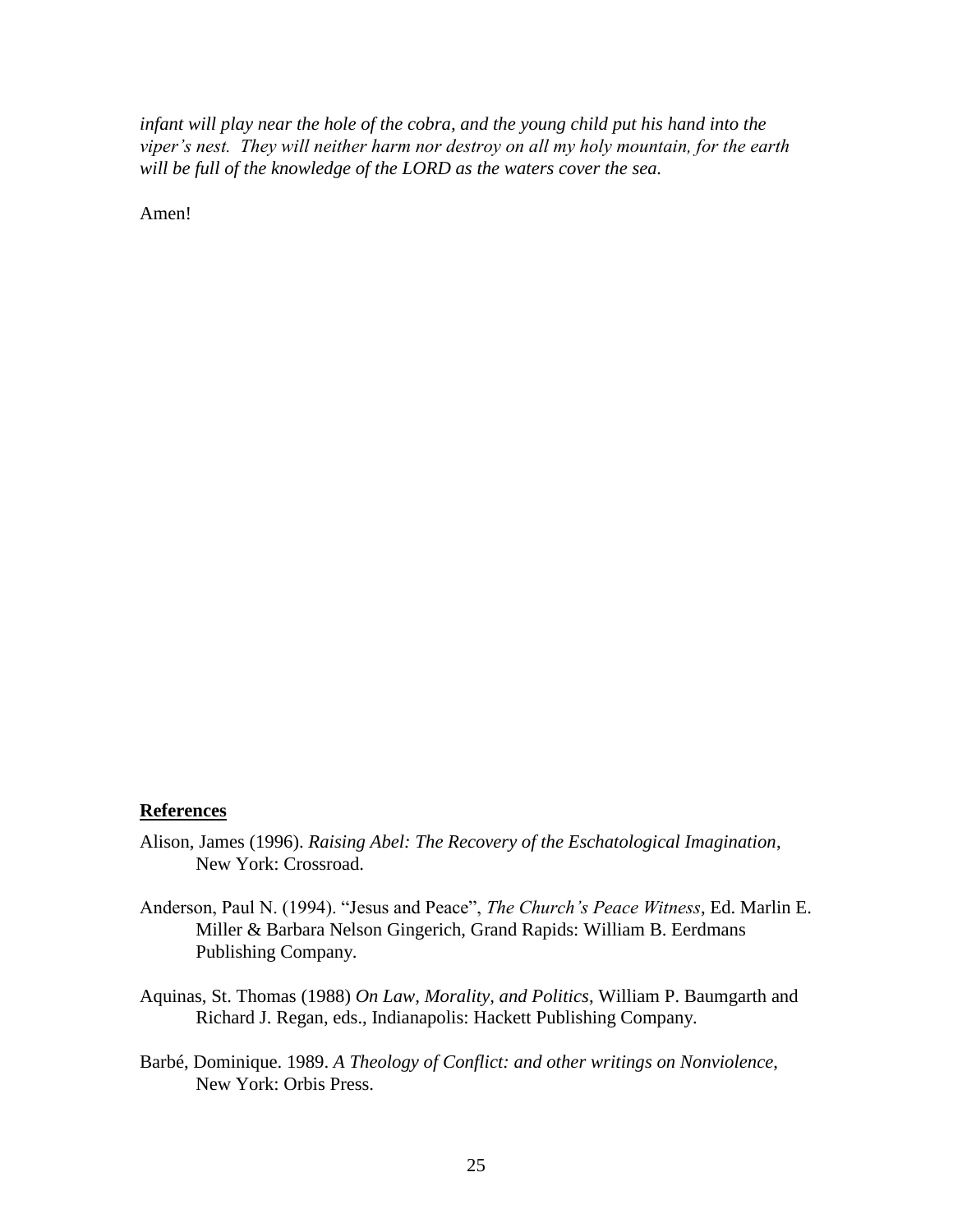*infant will play near the hole of the cobra, and the young child put his hand into the viper's nest. They will neither harm nor destroy on all my holy mountain, for the earth will be full of the knowledge of the LORD as the waters cover the sea.*

Amen!

## References

Alison, James (1996). *Raising Abel: The Recovery of the Eschatological Imagination*, New York: Crossroad.

Anderson, Paul N. (1994). "Jesus and Peace", *The Church's Peace Witness*, Ed. Marlin E. Miller & Barbara Nelson Gingerich, Grand Rapids: William B. Eerdmans Publishing Company.

Aquinas, St. Thomas (1988) *On Law, Morality, and Politics*, William P. Baumgarth and Richard J. Regan, eds., Indianapolis: Hackett Publishing Company.

Barbé, Dominique. 1989. *A Theology of Conflict: and other writings on Nonviolence*, New York: Orbis Press.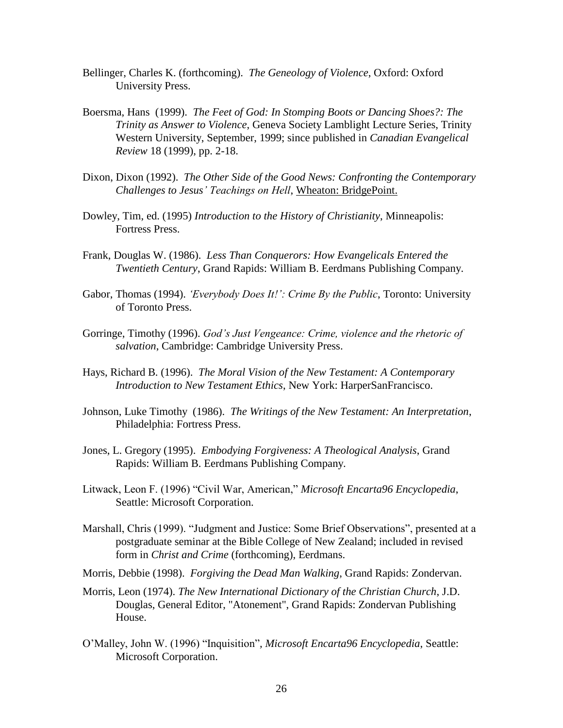Bellinger, Charles K. (forthcoming). *The Geneology of Violence*, Oxford: Oxford University Press.

Boersma, Hans (1999). *The Feet of God: In Stomping Boots or Dancing Shoes?: The Trinity as Answer to Violence*, Geneva Society Lamblight Lecture Series, Trinity Western University, September, 1999; since published in *Canadian Evangelical Review* 18 (1999), pp. 2-18.

Dixon, Dixon (1992). *The Other Side of the Good News: Confronting the Contemporary Challenges to Jesus' Teachings on Hell*, Wheaton: BridgePoint.

Dowley, Tim, ed. (1995) *Introduction to the History of Christianity*, Minneapolis: Fortress Press.

Frank, Douglas W. (1986). *Less Than Conquerors: How Evangelicals Entered the Twentieth Century*, Grand Rapids: William B. Eerdmans Publishing Company.

Gabor, Thomas (1994). *'Everybody Does It!': Crime By the Public*, Toronto: University of Toronto Press.

Gorringe, Timothy (1996). *God's Just Vengeance: Crime, violence and the rhetoric of salvation*, Cambridge: Cambridge University Press.

Hays, Richard B. (1996). *The Moral Vision of the New Testament: A Contemporary Introduction to New Testament Ethics*, New York: HarperSanFrancisco.

Johnson, Luke Timothy (1986). *The Writings of the New Testament: An Interpretation*, Philadelphia: Fortress Press.

Jones, L. Gregory (1995). *Embodying Forgiveness: A Theological Analysis*, Grand Rapids: William B. Eerdmans Publishing Company.

Litwack, Leon F. (1996) "Civil War, American," *Microsoft Encarta96 Encyclopedia*, Seattle: Microsoft Corporation.

Marshall, Chris (1999). "Judgment and Justice: Some Brief Observations", presented at a postgraduate seminar at the Bible College of New Zealand; included in revised form in *Christ and Crime* (forthcoming), Eerdmans.

Morris, Debbie (1998). *Forgiving the Dead Man Walking*, Grand Rapids: Zondervan.

Morris, Leon (1974). *The New International Dictionary of the Christian Church*, J.D. Douglas, General Editor, "Atonement", Grand Rapids: Zondervan Publishing House.

O'Malley, John W. (1996) "Inquisition", *Microsoft Encarta96 Encyclopedia*, Seattle: Microsoft Corporation.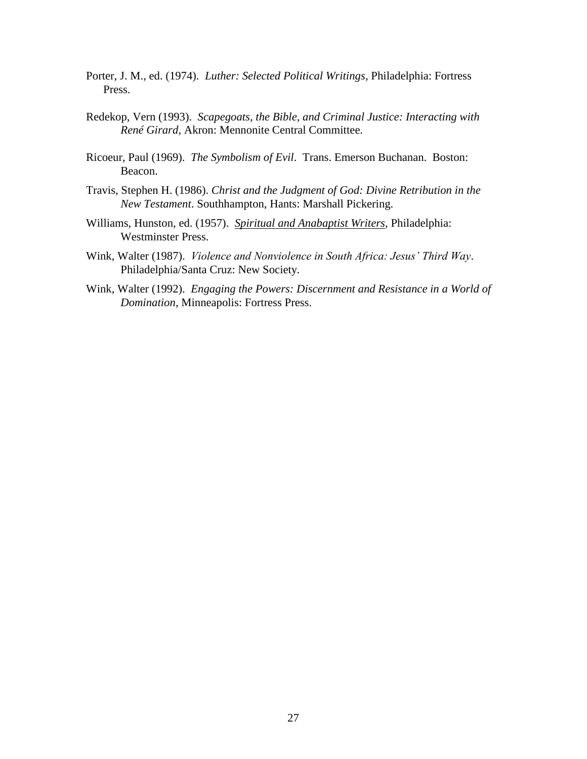Porter, J. M., ed. (1974). *Luther: Selected Political Writings*, Philadelphia: Fortress Press.

Redekop, Vern (1993). *Scapegoats, the Bible, and Criminal Justice: Interacting with René Girard*, Akron: Mennonite Central Committee.

Ricoeur, Paul (1969). *The Symbolism of Evil*. Trans. Emerson Buchanan. Boston: Beacon.

Travis, Stephen H. (1986). *Christ and the Judgment of God: Divine Retribution in the New Testament*. Southhampton, Hants: Marshall Pickering.

Williams, Hunston, ed. (1957). *Spiritual and Anabaptist Writers*, Philadelphia: Westminster Press.

Wink, Walter (1987). *Violence and Nonviolence in South Africa: Jesus' Third Way*. Philadelphia/Santa Cruz: New Society.

Wink, Walter (1992). *Engaging the Powers: Discernment and Resistance in a World of Domination*, Minneapolis: Fortress Press.